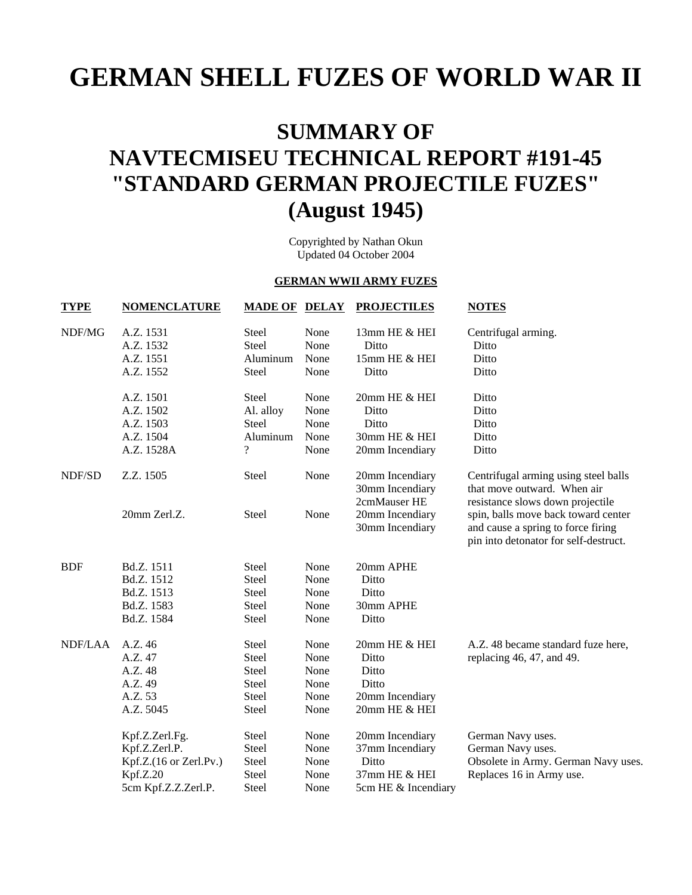# GERMAN SHELL FUZES OF WORLD WAR II

## SUMMARY OF NAVTECMISEU TECHNICAL REPORT #191-45 "STANDARD GERMAN PROJECTILE FUZES" (August 1945)

Copyrighted by Nathan Okun
Updated 04 October 2004

### GERMAN WWII ARMY FUZES

| TYPE | NOMENCLATURE | MADE OF | DELAY | PROJECTILES | NOTES |
|---|---|---|---|---|---|
| NDF/MG | A.Z. 1531 | Steel | None | 13mm HE & HEI | Centrifugal arming. |
| | A.Z. 1532 | Steel | None | Ditto | Ditto |
| | A.Z. 1551 | Aluminum | None | 15mm HE & HEI | Ditto |
| | A.Z. 1552 | Steel | None | Ditto | Ditto |
| | A.Z. 1501 | Steel | None | 20mm HE & HEI | Ditto |
| | A.Z. 1502 | Al. alloy | None | Ditto | Ditto |
| | A.Z. 1503 | Steel | None | Ditto | Ditto |
| | A.Z. 1504 | Aluminum | None | 30mm HE & HEI | Ditto |
| | A.Z. 1528A | ? | None | 20mm Incendiary | Ditto |
| NDF/SD | Z.Z. 1505 | Steel | None | 20mm Incendiary<br>30mm Incendiary<br>2cmMauser HE | Centrifugal arming using steel balls that move outward. When air resistance slows down projectile spin, balls move back toward center and cause a spring to force firing pin into detonator for self-destruct. |
| | 20mm Zerl.Z. | Steel | None | 20mm Incendiary<br>30mm Incendiary | |
| BDF | Bd.Z. 1511 | Steel | None | 20mm APHE | |
| | Bd.Z. 1512 | Steel | None | Ditto | |
| | Bd.Z. 1513 | Steel | None | Ditto | |
| | Bd.Z. 1583 | Steel | None | 30mm APHE | |
| | Bd.Z. 1584 | Steel | None | Ditto | |
| NDF/LAA | A.Z. 46 | Steel | None | 20mm HE & HEI | A.Z. 48 became standard fuze here, replacing 46, 47, and 49. |
| | A.Z. 47 | Steel | None | Ditto | |
| | A.Z. 48 | Steel | None | Ditto | |
| | A.Z. 49 | Steel | None | Ditto | |
| | A.Z. 53 | Steel | None | 20mm Incendiary | |
| | A.Z. 5045 | Steel | None | 20mm HE & HEI | |
| | Kpf.Z.Zerl.Fg. | Steel | None | 20mm Incendiary | German Navy uses. |
| | Kpf.Z.Zerl.P. | Steel | None | 37mm Incendiary | German Navy uses. |
| | Kpf.Z.(16 or Zerl.Pv.) | Steel | None | Ditto | Obsolete in Army. German Navy uses. |
| | Kpf.Z.20 | Steel | None | 37mm HE & HEI | Replaces 16 in Army use. |
| | 5cm Kpf.Z.Z.Zerl.P. | Steel | None | 5cm HE & Incendiary | |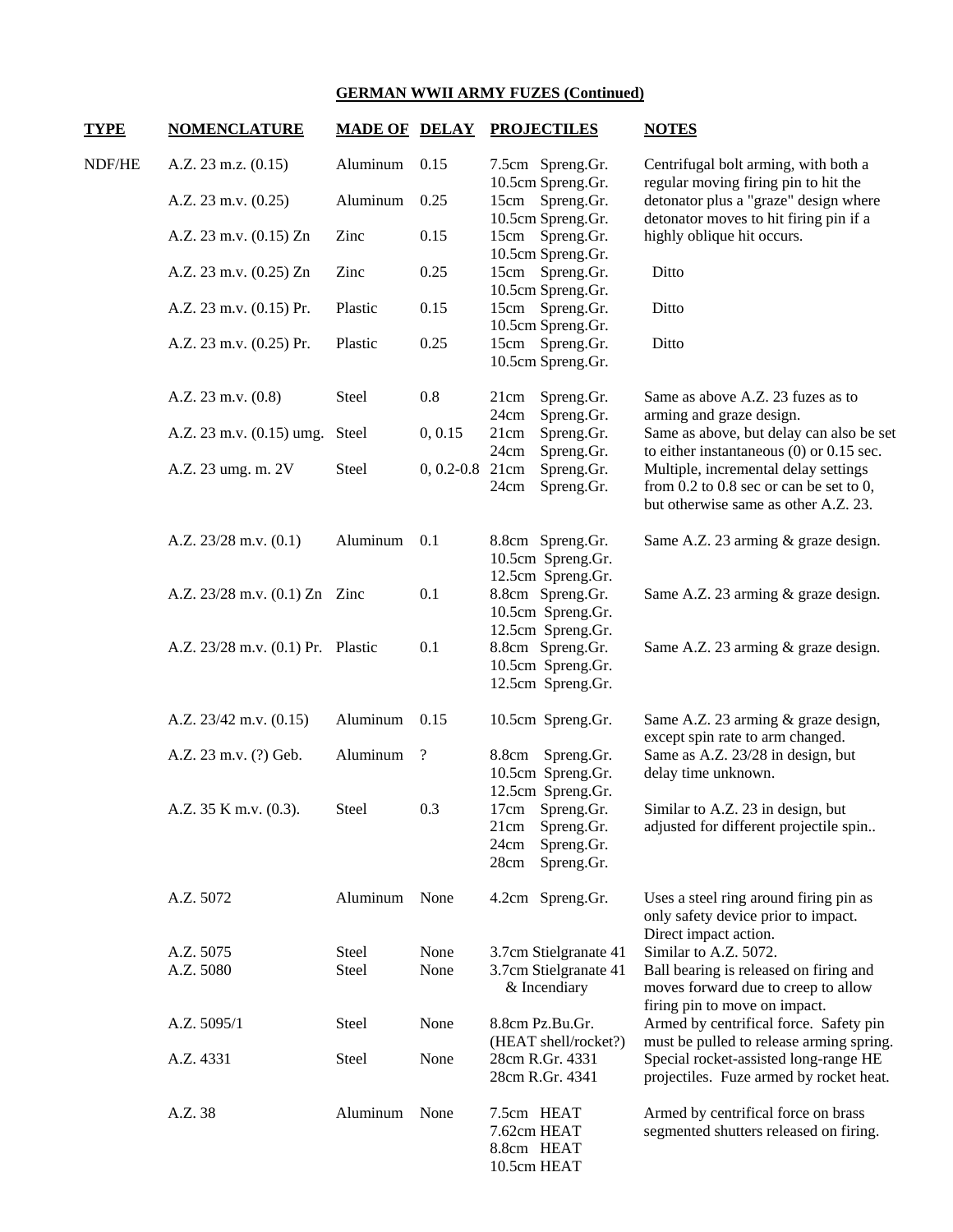**GERMAN WWII ARMY FUZES (Continued)**

| TYPE | NOMENCLATURE | MADE OF | DELAY | PROJECTILES | NOTES |
|---|---|---|---|---|---|
| NDF/HE | A.Z. 23 m.z. (0.15) | Aluminum | 0.15 | 7.5cm Spreng.Gr.<br>10.5cm Spreng.Gr. | Centrifugal bolt arming, with both a regular moving firing pin to hit the detonator plus a "graze" design where detonator moves to hit firing pin if a highly oblique hit occurs. |
| | A.Z. 23 m.v. (0.25) | Aluminum | 0.25 | 15cm Spreng.Gr.<br>10.5cm Spreng.Gr. | |
| | A.Z. 23 m.v. (0.15) Zn | Zinc | 0.15 | 15cm Spreng.Gr.<br>10.5cm Spreng.Gr. | |
| | A.Z. 23 m.v. (0.25) Zn | Zinc | 0.25 | 15cm Spreng.Gr.<br>10.5cm Spreng.Gr. | Ditto |
| | A.Z. 23 m.v. (0.15) Pr. | Plastic | 0.15 | 15cm Spreng.Gr.<br>10.5cm Spreng.Gr. | Ditto |
| | A.Z. 23 m.v. (0.25) Pr. | Plastic | 0.25 | 15cm Spreng.Gr.<br>10.5cm Spreng.Gr. | Ditto |
| | A.Z. 23 m.v. (0.8) | Steel | 0.8 | 21cm Spreng.Gr.<br>24cm Spreng.Gr. | Same as above A.Z. 23 fuzes as to arming and graze design. |
| | A.Z. 23 m.v. (0.15) umg. | Steel | 0, 0.15 | 21cm Spreng.Gr.<br>24cm Spreng.Gr. | Same as above, but delay can also be set to either instantaneous (0) or 0.15 sec. |
| | A.Z. 23 umg. m. 2V | Steel | 0, 0.2-0.8 | 21cm Spreng.Gr.<br>24cm Spreng.Gr. | Multiple, incremental delay settings from 0.2 to 0.8 sec or can be set to 0, but otherwise same as other A.Z. 23. |
| | A.Z. 23/28 m.v. (0.1) | Aluminum | 0.1 | 8.8cm Spreng.Gr.<br>10.5cm Spreng.Gr.<br>12.5cm Spreng.Gr. | Same A.Z. 23 arming & graze design. |
| | A.Z. 23/28 m.v. (0.1) Zn | Zinc | 0.1 | 8.8cm Spreng.Gr.<br>10.5cm Spreng.Gr.<br>12.5cm Spreng.Gr. | Same A.Z. 23 arming & graze design. |
| | A.Z. 23/28 m.v. (0.1) Pr. | Plastic | 0.1 | 8.8cm Spreng.Gr.<br>10.5cm Spreng.Gr.<br>12.5cm Spreng.Gr. | Same A.Z. 23 arming & graze design. |
| | A.Z. 23/42 m.v. (0.15) | Aluminum | 0.15 | 10.5cm Spreng.Gr. | Same A.Z. 23 arming & graze design, except spin rate to arm changed. |
| | A.Z. 23 m.v. (?) Geb. | Aluminum | ? | 8.8cm Spreng.Gr.<br>10.5cm Spreng.Gr.<br>12.5cm Spreng.Gr. | Same as A.Z. 23/28 in design, but delay time unknown. |
| | A.Z. 35 K m.v. (0.3). | Steel | 0.3 | 17cm Spreng.Gr.<br>21cm Spreng.Gr.<br>24cm Spreng.Gr.<br>28cm Spreng.Gr. | Similar to A.Z. 23 in design, but adjusted for different projectile spin.. |
| | A.Z. 5072 | Aluminum | None | 4.2cm Spreng.Gr. | Uses a steel ring around firing pin as only safety device prior to impact. Direct impact action. |
| | A.Z. 5075 | Steel | None | 3.7cm Stielgranate 41 | Similar to A.Z. 5072. |
| | A.Z. 5080 | Steel | None | 3.7cm Stielgranate 41 & Incendiary | Ball bearing is released on firing and moves forward due to creep to allow firing pin to move on impact. |
| | A.Z. 5095/1 | Steel | None | 8.8cm Pz.Bu.Gr. (HEAT shell/rocket?) | Armed by centrifical force. Safety pin must be pulled to release arming spring. |
| | A.Z. 4331 | Steel | None | 28cm R.Gr. 4331<br>28cm R.Gr. 4341 | Special rocket-assisted long-range HE projectiles. Fuze armed by rocket heat. |
| | A.Z. 38 | Aluminum | None | 7.5cm HEAT<br>7.62cm HEAT<br>8.8cm HEAT<br>10.5cm HEAT | Armed by centrifical force on brass segmented shutters released on firing. |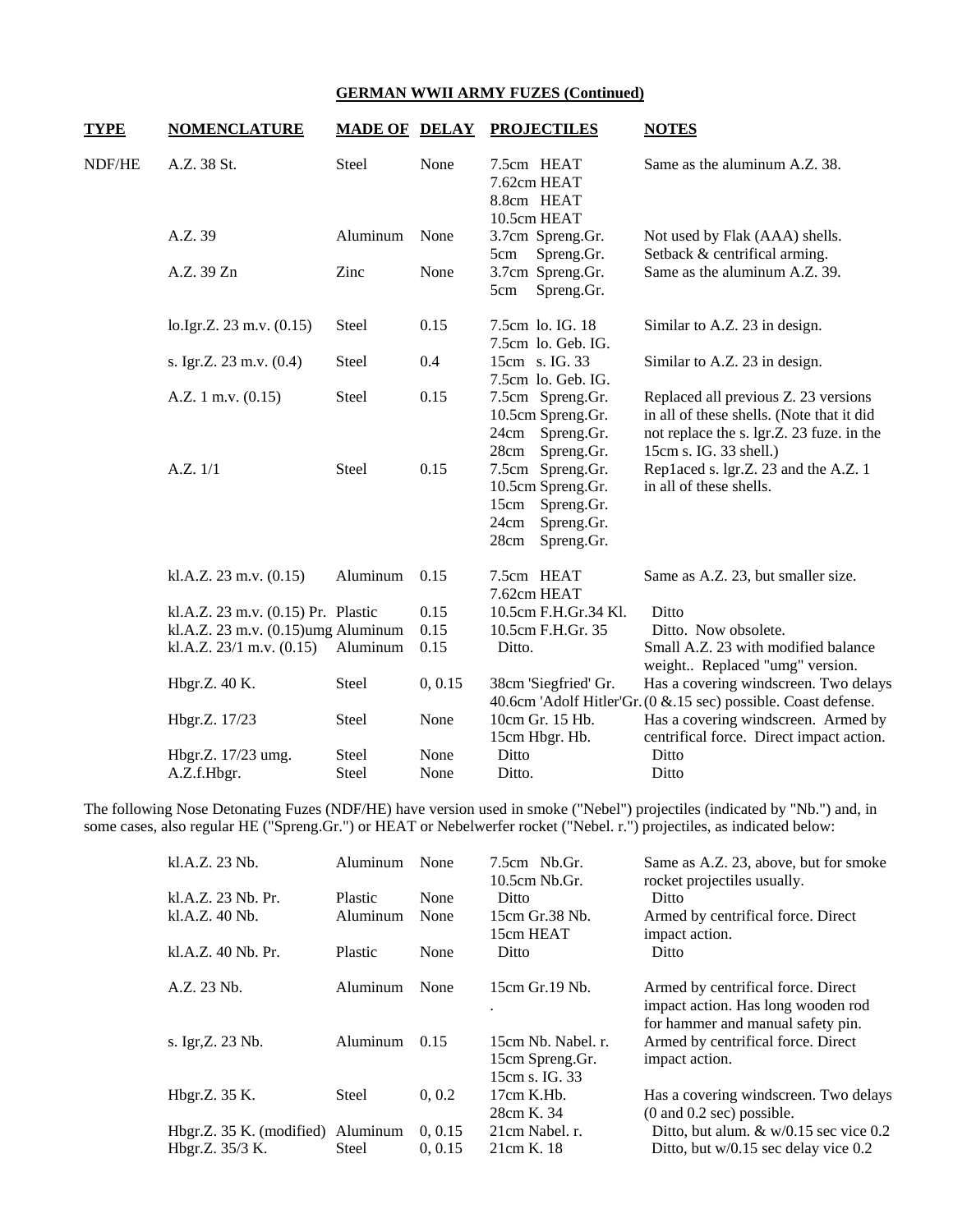## GERMAN WWII ARMY FUZES (Continued)

| TYPE | NOMENCLATURE | MADE OF | DELAY | PROJECTILES | NOTES |
|---|---|---|---|---|---|
| NDF/HE | A.Z. 38 St. | Steel | None | 7.5cm HEAT<br>7.62cm HEAT<br>8.8cm HEAT<br>10.5cm HEAT | Same as the aluminum A.Z. 38. |
| | A.Z. 39 | Aluminum | None | 3.7cm Spreng.Gr.<br>5cm Spreng.Gr. | Not used by Flak (AAA) shells. Setback & centrifical arming. |
| | A.Z. 39 Zn | Zinc | None | 3.7cm Spreng.Gr.<br>5cm Spreng.Gr. | Same as the aluminum A.Z. 39. |
| | lo.Igr.Z. 23 m.v. (0.15) | Steel | 0.15 | 7.5cm lo. IG. 18<br>7.5cm lo. Geb. IG. | Similar to A.Z. 23 in design. |
| | s. Igr.Z. 23 m.v. (0.4) | Steel | 0.4 | 15cm s. IG. 33<br>7.5cm lo. Geb. IG. | Similar to A.Z. 23 in design. |
| | A.Z. 1 m.v. (0.15) | Steel | 0.15 | 7.5cm Spreng.Gr.<br>10.5cm Spreng.Gr.<br>24cm Spreng.Gr.<br>28cm Spreng.Gr. | Replaced all previous Z. 23 versions in all of these shells. (Note that it did not replace the s. lgr.Z. 23 fuze. in the 15cm s. IG. 33 shell.) |
| | A.Z. 1/1 | Steel | 0.15 | 7.5cm Spreng.Gr.<br>10.5cm Spreng.Gr.<br>15cm Spreng.Gr.<br>24cm Spreng.Gr.<br>28cm Spreng.Gr. | Rep1aced s. lgr.Z. 23 and the A.Z. 1 in all of these shells. |
| | kl.A.Z. 23 m.v. (0.15) | Aluminum | 0.15 | 7.5cm HEAT<br>7.62cm HEAT | Same as A.Z. 23, but smaller size. |
| | kl.A.Z. 23 m.v. (0.15) Pr. | Plastic | 0.15 | 10.5cm F.H.Gr.34 Kl. | Ditto |
| | kl.A.Z. 23 m.v. (0.15)umg | Aluminum | 0.15 | 10.5cm F.H.Gr. 35 | Ditto. Now obsolete. |
| | kl.A.Z. 23/1 m.v. (0.15) | Aluminum | 0.15 | Ditto. | Small A.Z. 23 with modified balance weight.. Replaced "umg" version. |
| | Hbgr.Z. 40 K. | Steel | 0, 0.15 | 38cm 'Siegfried' Gr.<br>40.6cm 'Adolf Hitler'Gr. | Has a covering windscreen. Two delays (0 &.15 sec) possible. Coast defense. |
| | Hbgr.Z. 17/23 | Steel | None | 10cm Gr. 15 Hb.<br>15cm Hbgr. Hb. | Has a covering windscreen. Armed by centrifical force. Direct impact action. |
| | Hbgr.Z. 17/23 umg. | Steel | None | Ditto | Ditto |
| | A.Z.f.Hbgr. | Steel | None | Ditto. | Ditto |

The following Nose Detonating Fuzes (NDF/HE) have version used in smoke ("Nebel") projectiles (indicated by "Nb.") and, in some cases, also regular HE ("Spreng.Gr.") or HEAT or Nebelwerfer rocket ("Nebel. r.") projectiles, as indicated below:

| NOMENCLATURE | MADE OF | DELAY | PROJECTILES | NOTES |
|---|---|---|---|---|
| kl.A.Z. 23 Nb. | Aluminum | None | 7.5cm Nb.Gr.<br>10.5cm Nb.Gr. | Same as A.Z. 23, above, but for smoke rocket projectiles usually. |
| kl.A.Z. 23 Nb. Pr. | Plastic | None | Ditto | Ditto |
| kl.A.Z. 40 Nb. | Aluminum | None | 15cm Gr.38 Nb.<br>15cm HEAT | Armed by centrifical force. Direct impact action. |
| kl.A.Z. 40 Nb. Pr. | Plastic | None | Ditto | Ditto |
| A.Z. 23 Nb. | Aluminum | None | 15cm Gr.19 Nb.<br>. | Armed by centrifical force. Direct impact action. Has long wooden rod for hammer and manual safety pin. |
| s. Igr,Z. 23 Nb. | Aluminum | 0.15 | 15cm Nb. Nabel. r.<br>15cm Spreng.Gr.<br>15cm s. IG. 33 | Armed by centrifical force. Direct impact action. |
| Hbgr.Z. 35 K. | Steel | 0, 0.2 | 17cm K.Hb.<br>28cm K. 34 | Has a covering windscreen. Two delays (0 and 0.2 sec) possible. |
| Hbgr.Z. 35 K. (modified) | Aluminum | 0, 0.15 | 21cm Nabel. r. | Ditto, but alum. & w/0.15 sec vice 0.2 |
| Hbgr.Z. 35/3 K. | Steel | 0, 0.15 | 21cm K. 18 | Ditto, but w/0.15 sec delay vice 0.2 |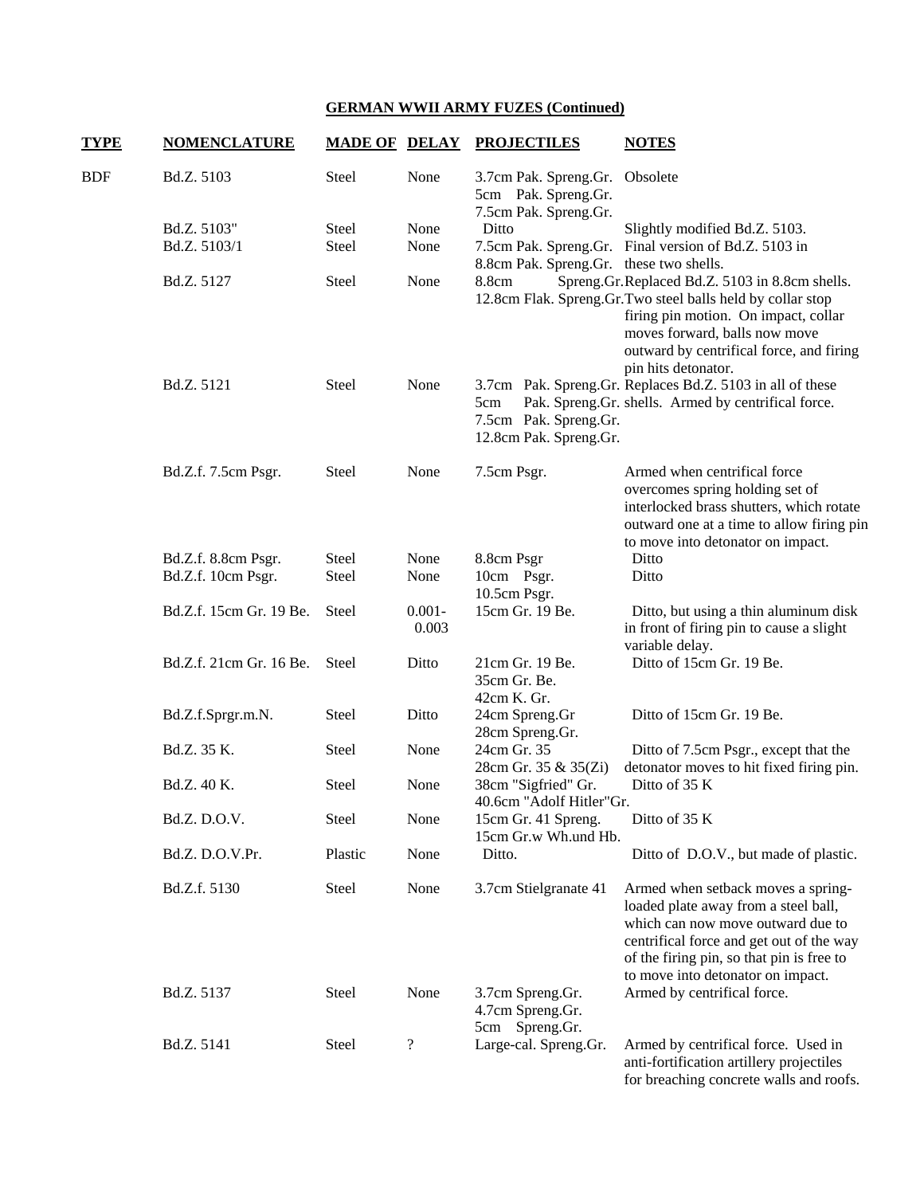## GERMAN WWII ARMY FUZES (Continued)

| TYPE | NOMENCLATURE | MADE OF | DELAY | PROJECTILES | NOTES |
|---|---|---|---|---|---|
| BDF | Bd.Z. 5103 | Steel | None | 3.7cm Pak. Spreng.Gr.<br>5cm Pak. Spreng.Gr.<br>7.5cm Pak. Spreng.Gr. | Obsolete |
| | Bd.Z. 5103" | Steel | None | Ditto | Slightly modified Bd.Z. 5103. |
| | Bd.Z. 5103/1 | Steel | None | 7.5cm Pak. Spreng.Gr.<br>8.8cm Pak. Spreng.Gr. | Final version of Bd.Z. 5103 in these two shells. |
| | Bd.Z. 5127 | Steel | None | 8.8cm Spreng.Gr.<br>12.8cm Flak. Spreng.Gr. | Replaced Bd.Z. 5103 in 8.8cm shells. Two steel balls held by collar stop firing pin motion. On impact, collar moves forward, balls now move outward by centrifical force, and firing pin hits detonator. |
| | Bd.Z. 5121 | Steel | None | 3.7cm Pak. Spreng.Gr.<br>5cm Pak. Spreng.Gr.<br>7.5cm Pak. Spreng.Gr.<br>12.8cm Pak. Spreng.Gr. | Replaces Bd.Z. 5103 in all of these shells. Armed by centrifical force. |
| | Bd.Z.f. 7.5cm Psgr. | Steel | None | 7.5cm Psgr. | Armed when centrifical force overcomes spring holding set of interlocked brass shutters, which rotate outward one at a time to allow firing pin to move into detonator on impact. |
| | Bd.Z.f. 8.8cm Psgr. | Steel | None | 8.8cm Psgr | Ditto |
| | Bd.Z.f. 10cm Psgr. | Steel | None | 10cm Psgr.<br>10.5cm Psgr. | Ditto |
| | Bd.Z.f. 15cm Gr. 19 Be. | Steel | 0.001-0.003 | 15cm Gr. 19 Be. | Ditto, but using a thin aluminum disk in front of firing pin to cause a slight variable delay. |
| | Bd.Z.f. 21cm Gr. 16 Be. | Steel | Ditto | 21cm Gr. 19 Be.<br>35cm Gr. Be.<br>42cm K. Gr. | Ditto of 15cm Gr. 19 Be. |
| | Bd.Z.f.Sprgr.m.N. | Steel | Ditto | 24cm Spreng.Gr<br>28cm Spreng.Gr. | Ditto of 15cm Gr. 19 Be. |
| | Bd.Z. 35 K. | Steel | None | 24cm Gr. 35<br>28cm Gr. 35 & 35(Zi) | Ditto of 7.5cm Psgr., except that the detonator moves to hit fixed firing pin. |
| | Bd.Z. 40 K. | Steel | None | 38cm "Sigfried" Gr.<br>40.6cm "Adolf Hitler"Gr. | Ditto of 35 K |
| | Bd.Z. D.O.V. | Steel | None | 15cm Gr. 41 Spreng.<br>15cm Gr.w Wh.und Hb. | Ditto of 35 K |
| | Bd.Z. D.O.V.Pr. | Plastic | None | Ditto. | Ditto of D.O.V., but made of plastic. |
| | Bd.Z.f. 5130 | Steel | None | 3.7cm Stielgranate 41 | Armed when setback moves a spring-loaded plate away from a steel ball, which can now move outward due to centrifical force and get out of the way of the firing pin, so that pin is free to to move into detonator on impact. |
| | Bd.Z. 5137 | Steel | None | 3.7cm Spreng.Gr.<br>4.7cm Spreng.Gr.<br>5cm Spreng.Gr. | Armed by centrifical force. |
| | Bd.Z. 5141 | Steel | ? | Large-cal. Spreng.Gr. | Armed by centrifical force. Used in anti-fortification artillery projectiles for breaching concrete walls and roofs. |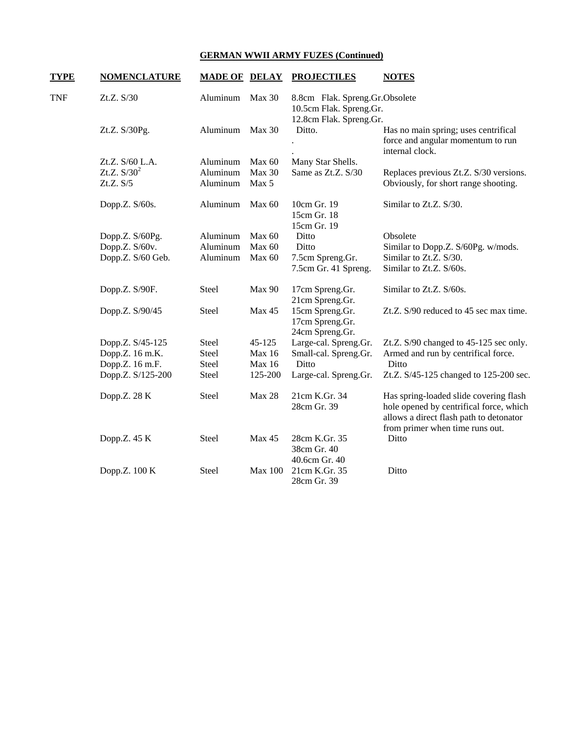**GERMAN WWII ARMY FUZES (Continued)**

| TYPE | NOMENCLATURE | MADE OF | DELAY | PROJECTILES | NOTES |
|---|---|---|---|---|---|
| TNF | Zt.Z. S/30 | Aluminum | Max 30 | 8.8cm Flak. Spreng.Gr. 10.5cm Flak. Spreng.Gr. 12.8cm Flak. Spreng.Gr. | Obsolete |
| | Zt.Z. S/30Pg. | Aluminum | Max 30 | Ditto. | Has no main spring; uses centrifical force and angular momentum to run internal clock. |
| | Zt.Z. S/60 L.A. | Aluminum | Max 60 | Many Star Shells. | |
| | Zt.Z. S/30[2] | Aluminum | Max 30 | Same as Zt.Z. S/30 | Replaces previous Zt.Z. S/30 versions. |
| | Zt.Z. S/5 | Aluminum | Max 5 | | Obviously, for short range shooting. |
| | Dopp.Z. S/60s. | Aluminum | Max 60 | 10cm Gr. 19 15cm Gr. 18 15cm Gr. 19 | Similar to Zt.Z. S/30. |
| | Dopp.Z. S/60Pg. | Aluminum | Max 60 | Ditto | Obsolete |
| | Dopp.Z. S/60v. | Aluminum | Max 60 | Ditto | Similar to Dopp.Z. S/60Pg. w/mods. |
| | Dopp.Z. S/60 Geb. | Aluminum | Max 60 | 7.5cm Spreng.Gr. 7.5cm Gr. 41 Spreng. | Similar to Zt.Z. S/30. Similar to Zt.Z. S/60s. |
| | Dopp.Z. S/90F. | Steel | Max 90 | 17cm Spreng.Gr. 21cm Spreng.Gr. | Similar to Zt.Z. S/60s. |
| | Dopp.Z. S/90/45 | Steel | Max 45 | 15cm Spreng.Gr. 17cm Spreng.Gr. 24cm Spreng.Gr. | Zt.Z. S/90 reduced to 45 sec max time. |
| | Dopp.Z. S/45-125 | Steel | 45-125 | Large-cal. Spreng.Gr. | Zt.Z. S/90 changed to 45-125 sec only. |
| | Dopp.Z. 16 m.K. | Steel | Max 16 | Small-cal. Spreng.Gr. | Armed and run by centrifical force. |
| | Dopp.Z. 16 m.F. | Steel | Max 16 | Ditto | Ditto |
| | Dopp.Z. S/125-200 | Steel | 125-200 | Large-cal. Spreng.Gr. | Zt.Z. S/45-125 changed to 125-200 sec. |
| | Dopp.Z. 28 K | Steel | Max 28 | 21cm K.Gr. 34 28cm Gr. 39 | Has spring-loaded slide covering flash hole opened by centrifical force, which allows a direct flash path to detonator from primer when time runs out. |
| | Dopp.Z. 45 K | Steel | Max 45 | 28cm K.Gr. 35 38cm Gr. 40 40.6cm Gr. 40 | Ditto |
| | Dopp.Z. 100 K | Steel | Max 100 | 21cm K.Gr. 35 28cm Gr. 39 | Ditto |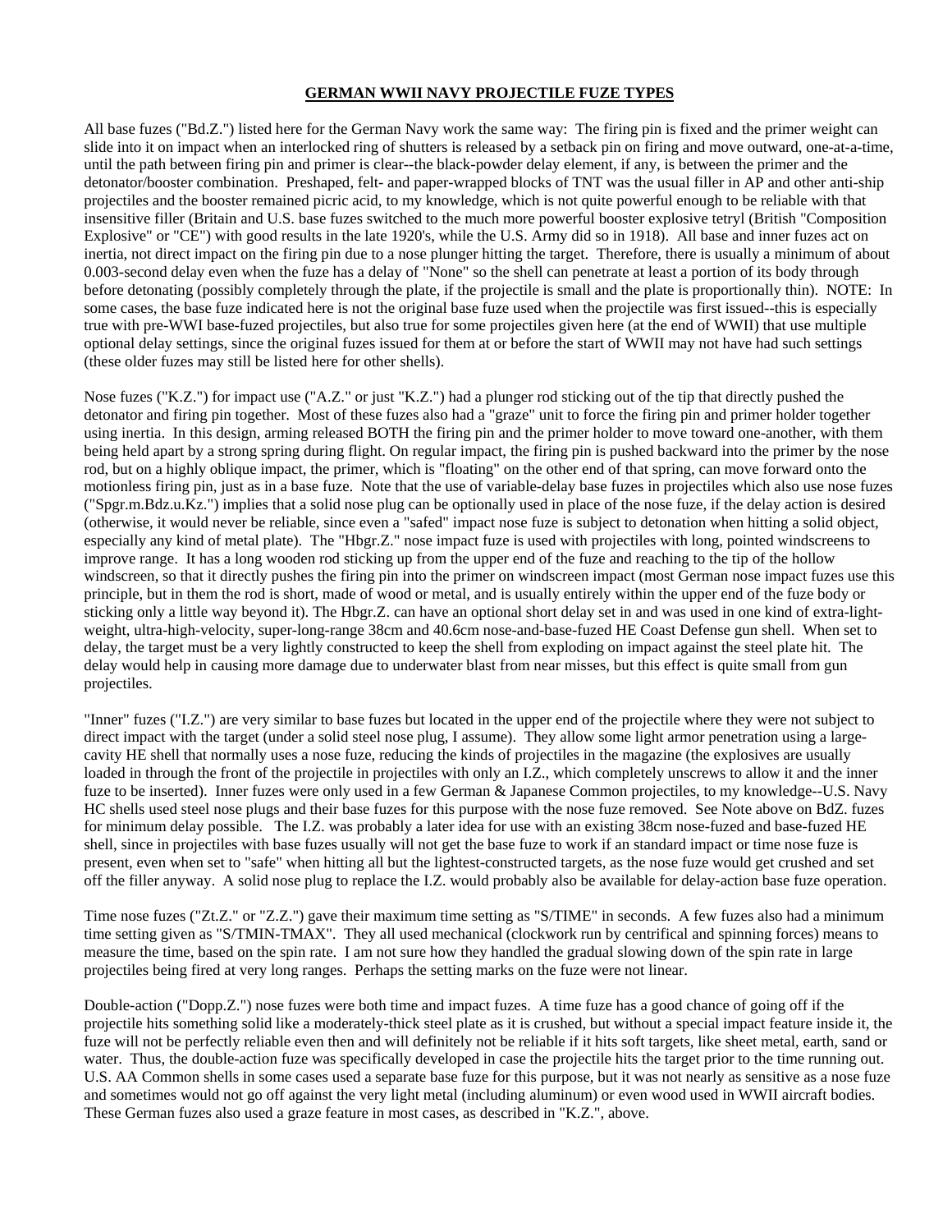## GERMAN WWII NAVY PROJECTILE FUZE TYPES

All base fuzes ("Bd.Z.") listed here for the German Navy work the same way: The firing pin is fixed and the primer weight can slide into it on impact when an interlocked ring of shutters is released by a setback pin on firing and move outward, one-at-a-time, until the path between firing pin and primer is clear--the black-powder delay element, if any, is between the primer and the detonator/booster combination. Preshaped, felt- and paper-wrapped blocks of TNT was the usual filler in AP and other anti-ship projectiles and the booster remained picric acid, to my knowledge, which is not quite powerful enough to be reliable with that insensitive filler (Britain and U.S. base fuzes switched to the much more powerful booster explosive tetryl (British "Composition Explosive" or "CE") with good results in the late 1920's, while the U.S. Army did so in 1918). All base and inner fuzes act on inertia, not direct impact on the firing pin due to a nose plunger hitting the target. Therefore, there is usually a minimum of about 0.003-second delay even when the fuze has a delay of "None" so the shell can penetrate at least a portion of its body through before detonating (possibly completely through the plate, if the projectile is small and the plate is proportionally thin). NOTE: In some cases, the base fuze indicated here is not the original base fuze used when the projectile was first issued--this is especially true with pre-WWI base-fuzed projectiles, but also true for some projectiles given here (at the end of WWII) that use multiple optional delay settings, since the original fuzes issued for them at or before the start of WWII may not have had such settings (these older fuzes may still be listed here for other shells).

Nose fuzes ("K.Z.") for impact use ("A.Z." or just "K.Z.") had a plunger rod sticking out of the tip that directly pushed the detonator and firing pin together. Most of these fuzes also had a "graze" unit to force the firing pin and primer holder together using inertia. In this design, arming released BOTH the firing pin and the primer holder to move toward one-another, with them being held apart by a strong spring during flight. On regular impact, the firing pin is pushed backward into the primer by the nose rod, but on a highly oblique impact, the primer, which is "floating" on the other end of that spring, can move forward onto the motionless firing pin, just as in a base fuze. Note that the use of variable-delay base fuzes in projectiles which also use nose fuzes ("Spgr.m.Bdz.u.Kz.") implies that a solid nose plug can be optionally used in place of the nose fuze, if the delay action is desired (otherwise, it would never be reliable, since even a "safed" impact nose fuze is subject to detonation when hitting a solid object, especially any kind of metal plate). The "Hbgr.Z." nose impact fuze is used with projectiles with long, pointed windscreens to improve range. It has a long wooden rod sticking up from the upper end of the fuze and reaching to the tip of the hollow windscreen, so that it directly pushes the firing pin into the primer on windscreen impact (most German nose impact fuzes use this principle, but in them the rod is short, made of wood or metal, and is usually entirely within the upper end of the fuze body or sticking only a little way beyond it). The Hbgr.Z. can have an optional short delay set in and was used in one kind of extra-light-weight, ultra-high-velocity, super-long-range 38cm and 40.6cm nose-and-base-fuzed HE Coast Defense gun shell. When set to delay, the target must be a very lightly constructed to keep the shell from exploding on impact against the steel plate hit. The delay would help in causing more damage due to underwater blast from near misses, but this effect is quite small from gun projectiles.

"Inner" fuzes ("I.Z.") are very similar to base fuzes but located in the upper end of the projectile where they were not subject to direct impact with the target (under a solid steel nose plug, I assume). They allow some light armor penetration using a large-cavity HE shell that normally uses a nose fuze, reducing the kinds of projectiles in the magazine (the explosives are usually loaded in through the front of the projectile in projectiles with only an I.Z., which completely unscrews to allow it and the inner fuze to be inserted). Inner fuzes were only used in a few German & Japanese Common projectiles, to my knowledge--U.S. Navy HC shells used steel nose plugs and their base fuzes for this purpose with the nose fuze removed. See Note above on BdZ. fuzes for minimum delay possible. The I.Z. was probably a later idea for use with an existing 38cm nose-fuzed and base-fuzed HE shell, since in projectiles with base fuzes usually will not get the base fuze to work if an standard impact or time nose fuze is present, even when set to "safe" when hitting all but the lightest-constructed targets, as the nose fuze would get crushed and set off the filler anyway. A solid nose plug to replace the I.Z. would probably also be available for delay-action base fuze operation.

Time nose fuzes ("Zt.Z." or "Z.Z.") gave their maximum time setting as "S/TIME" in seconds. A few fuzes also had a minimum time setting given as "S/TMIN-TMAX". They all used mechanical (clockwork run by centrifical and spinning forces) means to measure the time, based on the spin rate. I am not sure how they handled the gradual slowing down of the spin rate in large projectiles being fired at very long ranges. Perhaps the setting marks on the fuze were not linear.

Double-action ("Dopp.Z.") nose fuzes were both time and impact fuzes. A time fuze has a good chance of going off if the projectile hits something solid like a moderately-thick steel plate as it is crushed, but without a special impact feature inside it, the fuze will not be perfectly reliable even then and will definitely not be reliable if it hits soft targets, like sheet metal, earth, sand or water. Thus, the double-action fuze was specifically developed in case the projectile hits the target prior to the time running out. U.S. AA Common shells in some cases used a separate base fuze for this purpose, but it was not nearly as sensitive as a nose fuze and sometimes would not go off against the very light metal (including aluminum) or even wood used in WWII aircraft bodies. These German fuzes also used a graze feature in most cases, as described in "K.Z.", above.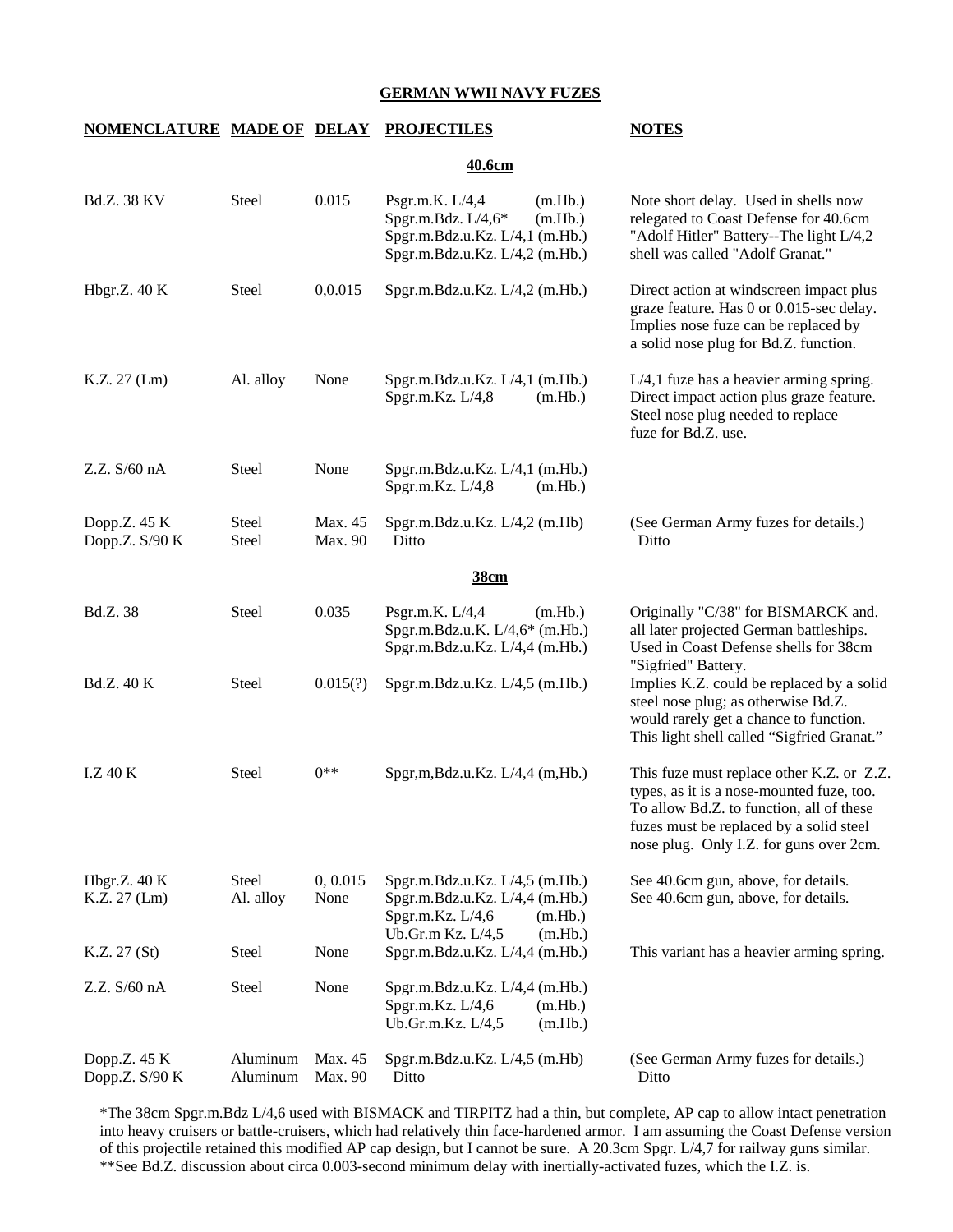# GERMAN WWII NAVY FUZES

| NOMENCLATURE | MADE OF | DELAY | PROJECTILES | NOTES |
|---|---|---|---|---|
| | | | **40.6cm** | |
| Bd.Z. 38 KV | Steel | 0.015 | Psgr.m.K. L/4,4 (m.Hb.)<br>Spgr.m.Bdz. L/4,6* (m.Hb.)<br>Spgr.m.Bdz.u.Kz. L/4,1 (m.Hb.)<br>Spgr.m.Bdz.u.Kz. L/4,2 (m.Hb.) | Note short delay. Used in shells now relegated to Coast Defense for 40.6cm "Adolf Hitler" Battery--The light L/4,2 shell was called "Adolf Granat." |
| Hbgr.Z. 40 K | Steel | 0,0.015 | Spgr.m.Bdz.u.Kz. L/4,2 (m.Hb.) | Direct action at windscreen impact plus graze feature. Has 0 or 0.015-sec delay. Implies nose fuze can be replaced by a solid nose plug for Bd.Z. function. |
| K.Z. 27 (Lm) | Al. alloy | None | Spgr.m.Bdz.u.Kz. L/4,1 (m.Hb.)<br>Spgr.m.Kz. L/4,8 (m.Hb.) | L/4,1 fuze has a heavier arming spring. Direct impact action plus graze feature. Steel nose plug needed to replace fuze for Bd.Z. use. |
| Z.Z. S/60 nA | Steel | None | Spgr.m.Bdz.u.Kz. L/4,1 (m.Hb.)<br>Spgr.m.Kz. L/4,8 (m.Hb.) | |
| Dopp.Z. 45 K<br>Dopp.Z. S/90 K | Steel<br>Steel | Max. 45<br>Max. 90 | Spgr.m.Bdz.u.Kz. L/4,2 (m.Hb)<br>Ditto | (See German Army fuzes for details.)<br>Ditto |
| | | | **38cm** | |
| Bd.Z. 38 | Steel | 0.035 | Psgr.m.K. L/4,4 (m.Hb.)<br>Spgr.m.Bdz.u.K. L/4,6* (m.Hb.)<br>Spgr.m.Bdz.u.Kz. L/4,4 (m.Hb.) | Originally "C/38" for BISMARCK and. all later projected German battleships. Used in Coast Defense shells for 38cm "Sigfried" Battery. |
| Bd.Z. 40 K | Steel | 0.015(?) | Spgr.m.Bdz.u.Kz. L/4,5 (m.Hb.) | Implies K.Z. could be replaced by a solid steel nose plug; as otherwise Bd.Z. would rarely get a chance to function. This light shell called "Sigfried Granat." |
| I.Z 40 K | Steel | 0** | Spgr,m,Bdz.u.Kz. L/4,4 (m,Hb.) | This fuze must replace other K.Z. or Z.Z. types, as it is a nose-mounted fuze, too. To allow Bd.Z. to function, all of these fuzes must be replaced by a solid steel nose plug. Only I.Z. for guns over 2cm. |
| Hbgr.Z. 40 K | Steel | 0, 0.015 | Spgr.m.Bdz.u.Kz. L/4,5 (m.Hb.) | See 40.6cm gun, above, for details. |
| K.Z. 27 (Lm) | Al. alloy | None | Spgr.m.Bdz.u.Kz. L/4,4 (m.Hb.)<br>Spgr.m.Kz. L/4,6 (m.Hb.)<br>Ub.Gr.m Kz. L/4,5 (m.Hb.) | See 40.6cm gun, above, for details. |
| K.Z. 27 (St) | Steel | None | Spgr.m.Bdz.u.Kz. L/4,4 (m.Hb.) | This variant has a heavier arming spring. |
| Z.Z. S/60 nA | Steel | None | Spgr.m.Bdz.u.Kz. L/4,4 (m.Hb.)<br>Spgr.m.Kz. L/4,6 (m.Hb.)<br>Ub.Gr.m.Kz. L/4,5 (m.Hb.) | |
| Dopp.Z. 45 K<br>Dopp.Z. S/90 K | Aluminum<br>Aluminum | Max. 45<br>Max. 90 | Spgr.m.Bdz.u.Kz. L/4,5 (m.Hb)<br>Ditto | (See German Army fuzes for details.)<br>Ditto |

*The 38cm Spgr.m.Bdz L/4,6 used with BISMACK and TIRPITZ had a thin, but complete, AP cap to allow intact penetration into heavy cruisers or battle-cruisers, which had relatively thin face-hardened armor. I am assuming the Coast Defense version of this projectile retained this modified AP cap design, but I cannot be sure. A 20.3cm Spgr. L/4,7 for railway guns similar.
**See Bd.Z. discussion about circa 0.003-second minimum delay with inertially-activated fuzes, which the I.Z. is.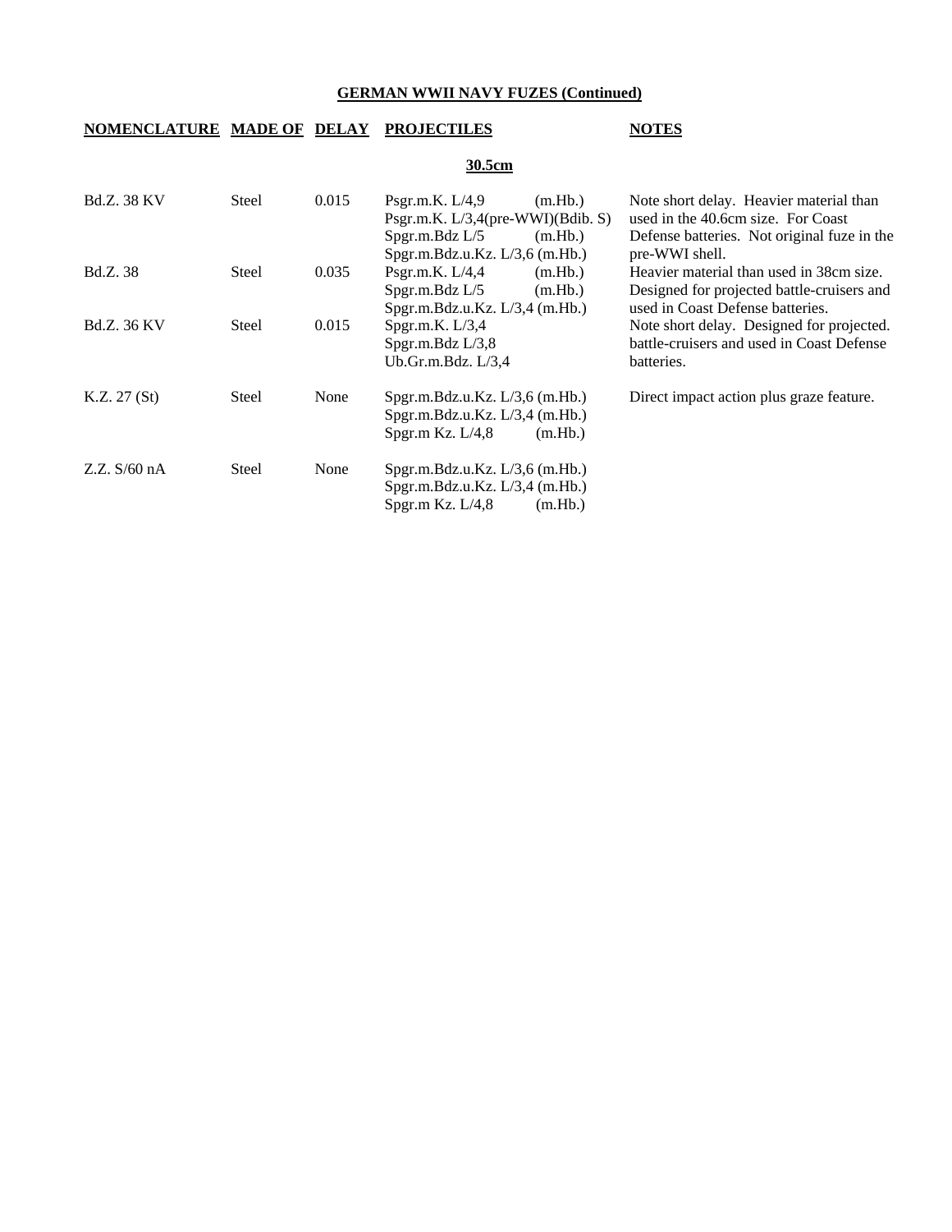**GERMAN WWII NAVY FUZES (Continued)**

| NOMENCLATURE | MADE OF | DELAY | PROJECTILES | NOTES |
|---|---|---|---|---|
| | | | **30.5cm** | |
| Bd.Z. 38 KV | Steel | 0.015 | Psgr.m.K. L/4,9 (m.Hb.)<br>Psgr.m.K. L/3,4(pre-WWI)(Bdib. S)<br>Spgr.m.Bdz L/5 (m.Hb.)<br>Spgr.m.Bdz.u.Kz. L/3,6 (m.Hb.) | Note short delay. Heavier material than used in the 40.6cm size. For Coast Defense batteries. Not original fuze in the pre-WWI shell. |
| Bd.Z. 38 | Steel | 0.035 | Psgr.m.K. L/4,4 (m.Hb.)<br>Spgr.m.Bdz L/5 (m.Hb.)<br>Spgr.m.Bdz.u.Kz. L/3,4 (m.Hb.) | Heavier material than used in 38cm size. Designed for projected battle-cruisers and used in Coast Defense batteries. |
| Bd.Z. 36 KV | Steel | 0.015 | Spgr.m.K. L/3,4<br>Spgr.m.Bdz L/3,8<br>Ub.Gr.m.Bdz. L/3,4 | Note short delay. Designed for projected. battle-cruisers and used in Coast Defense batteries. |
| K.Z. 27 (St) | Steel | None | Spgr.m.Bdz.u.Kz. L/3,6 (m.Hb.)<br>Spgr.m.Bdz.u.Kz. L/3,4 (m.Hb.)<br>Spgr.m Kz. L/4,8 (m.Hb.) | Direct impact action plus graze feature. |
| Z.Z. S/60 nA | Steel | None | Spgr.m.Bdz.u.Kz. L/3,6 (m.Hb.)<br>Spgr.m.Bdz.u.Kz. L/3,4 (m.Hb.)<br>Spgr.m Kz. L/4,8 (m.Hb.) | |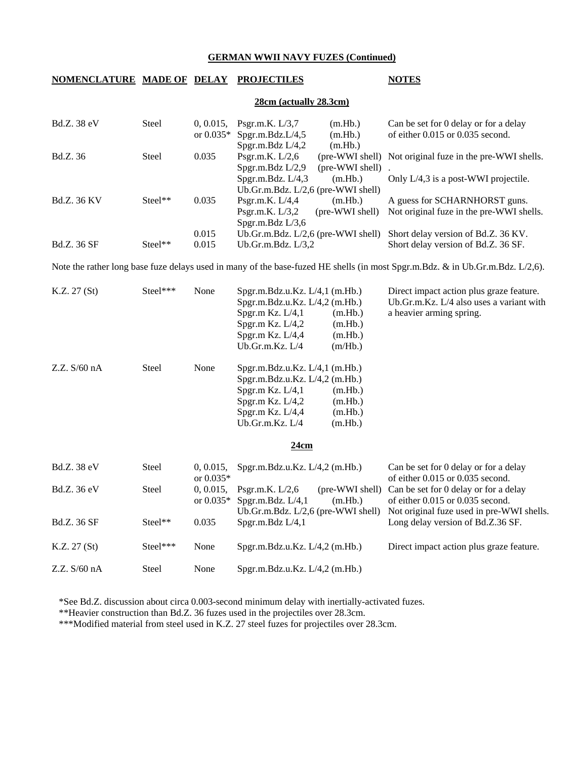## GERMAN WWII NAVY FUZES (Continued)

| NOMENCLATURE | MADE OF | DELAY | PROJECTILES | NOTES |
|---|---|---|---|---|
| **28cm (actually 28.3cm)** | | | | |
| Bd.Z. 38 eV | Steel | 0, 0.015, or 0.035* | Psgr.m.K. L/3,7 (m.Hb.)<br>Spgr.m.Bdz.L/4,5 (m.Hb.)<br>Spgr.m.Bdz L/4,2 (m.Hb.) | Can be set for 0 delay or for a delay of either 0.015 or 0.035 second. |
| Bd.Z. 36 | Steel | 0.035 | Psgr.m.K. L/2,6 (pre-WWI shell)<br>Spgr.m.Bdz L/2,9 (pre-WWI shell)<br>Spgr.m.Bdz. L/4,3 (m.Hb.)<br>Ub.Gr.m.Bdz. L/2,6 (pre-WWI shell) | Not original fuze in the pre-WWI shells.<br>.<br>Only L/4,3 is a post-WWI projectile. |
| Bd.Z. 36 KV | Steel** | 0.035 | Psgr.m.K. L/4,4 (m.Hb.)<br>Psgr.m.K. L/3,2 (pre-WWI shell)<br>Spgr.m.Bdz L/3,6 | A guess for SCHARNHORST guns.<br>Not original fuze in the pre-WWI shells. |
| | | 0.015 | Ub.Gr.m.Bdz. L/2,6 (pre-WWI shell) | Short delay version of Bd.Z. 36 KV. |
| Bd.Z. 36 SF | Steel** | 0.015 | Ub.Gr.m.Bdz. L/3,2 | Short delay version of Bd.Z. 36 SF. |

Note the rather long base fuze delays used in many of the base-fuzed HE shells (in most Spgr.m.Bdz. & in Ub.Gr.m.Bdz. L/2,6).

| NOMENCLATURE | MADE OF | DELAY | PROJECTILES | NOTES |
|---|---|---|---|---|
| K.Z. 27 (St) | Steel*** | None | Spgr.m.Bdz.u.Kz. L/4,1 (m.Hb.)<br>Spgr.m.Bdz.u.Kz. L/4,2 (m.Hb.)<br>Spgr.m Kz. L/4,1 (m.Hb.)<br>Spgr.m Kz. L/4,2 (m.Hb.)<br>Spgr.m Kz. L/4,4 (m.Hb.)<br>Ub.Gr.m.Kz. L/4 (m/Hb.) | Direct impact action plus graze feature. Ub.Gr.m.Kz. L/4 also uses a variant with a heavier arming spring. |
| Z.Z. S/60 nA | Steel | None | Spgr.m.Bdz.u.Kz. L/4,1 (m.Hb.)<br>Spgr.m.Bdz.u.Kz. L/4,2 (m.Hb.)<br>Spgr.m Kz. L/4,1 (m.Hb.)<br>Spgr.m Kz. L/4,2 (m.Hb.)<br>Spgr.m Kz. L/4,4 (m.Hb.)<br>Ub.Gr.m.Kz. L/4 (m.Hb.) | |
| **24cm** | | | | |
| Bd.Z. 38 eV | Steel | 0, 0.015, or 0.035* | Spgr.m.Bdz.u.Kz. L/4,2 (m.Hb.) | Can be set for 0 delay or for a delay of either 0.015 or 0.035 second. |
| Bd.Z. 36 eV | Steel | 0, 0.015, or 0.035* | Psgr.m.K. L/2,6 (pre-WWI shell)<br>Spgr.m.Bdz. L/4,1 (m.Hb.)<br>Ub.Gr.m.Bdz. L/2,6 (pre-WWI shell) | Can be set for 0 delay or for a delay of either 0.015 or 0.035 second.<br>Not original fuze used in pre-WWI shells. |
| Bd.Z. 36 SF | Steel** | 0.035 | Spgr.m.Bdz L/4,1 | Long delay version of Bd.Z.36 SF. |
| K.Z. 27 (St) | Steel*** | None | Spgr.m.Bdz.u.Kz. L/4,2 (m.Hb.) | Direct impact action plus graze feature. |
| Z.Z. S/60 nA | Steel | None | Spgr.m.Bdz.u.Kz. L/4,2 (m.Hb.) | |

*See Bd.Z. discussion about circa 0.003-second minimum delay with inertially-activated fuzes.
**Heavier construction than Bd.Z. 36 fuzes used in the projectiles over 28.3cm.
***Modified material from steel used in K.Z. 27 steel fuzes for projectiles over 28.3cm.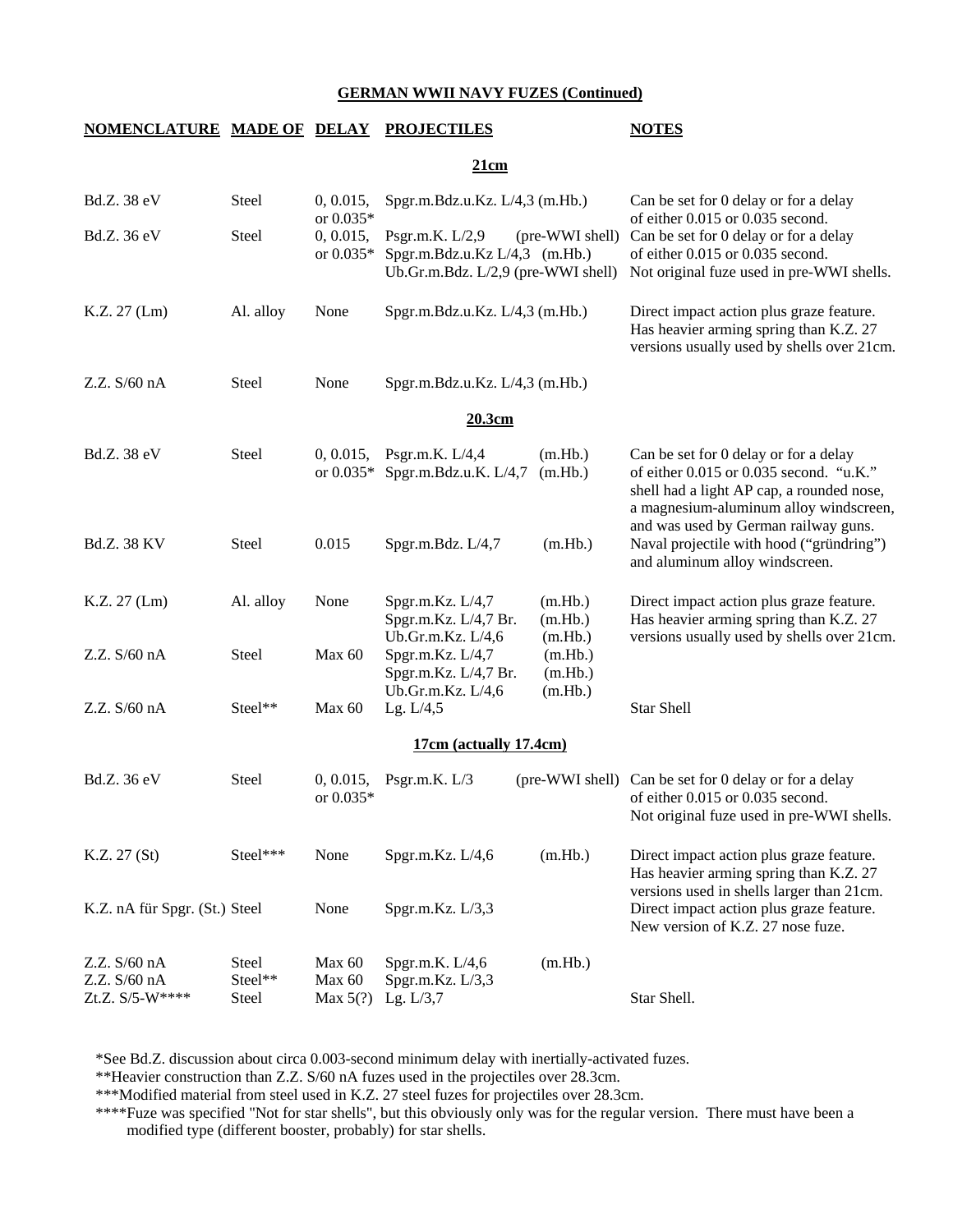## GERMAN WWII NAVY FUZES (Continued)

| NOMENCLATURE | MADE OF | DELAY | PROJECTILES | NOTES |
|---|---|---|---|---|
| | | | **21cm** | |
| Bd.Z. 38 eV | Steel | 0, 0.015, or 0.035* | Spgr.m.Bdz.u.Kz. L/4,3 (m.Hb.) | Can be set for 0 delay or for a delay of either 0.015 or 0.035 second. |
| Bd.Z. 36 eV | Steel | 0, 0.015, or 0.035* | Psgr.m.K. L/2,9 (pre-WWI shell)<br>Spgr.m.Bdz.u.Kz L/4,3 (m.Hb.)<br>Ub.Gr.m.Bdz. L/2,9 (pre-WWI shell) | Can be set for 0 delay or for a delay of either 0.015 or 0.035 second. Not original fuze used in pre-WWI shells. |
| K.Z. 27 (Lm) | Al. alloy | None | Spgr.m.Bdz.u.Kz. L/4,3 (m.Hb.) | Direct impact action plus graze feature. Has heavier arming spring than K.Z. 27 versions usually used by shells over 21cm. |
| Z.Z. S/60 nA | Steel | None | Spgr.m.Bdz.u.Kz. L/4,3 (m.Hb.) | |
| | | | **20.3cm** | |
| Bd.Z. 38 eV | Steel | 0, 0.015, or 0.035* | Psgr.m.K. L/4,4 (m.Hb.)<br>Spgr.m.Bdz.u.K. L/4,7 (m.Hb.) | Can be set for 0 delay or for a delay of either 0.015 or 0.035 second. "u.K." shell had a light AP cap, a rounded nose, a magnesium-aluminum alloy windscreen, and was used by German railway guns. |
| Bd.Z. 38 KV | Steel | 0.015 | Spgr.m.Bdz. L/4,7 (m.Hb.) | Naval projectile with hood ("gründring") and aluminum alloy windscreen. |
| K.Z. 27 (Lm) | Al. alloy | None | Spgr.m.Kz. L/4,7 (m.Hb.)<br>Spgr.m.Kz. L/4,7 Br. (m.Hb.)<br>Ub.Gr.m.Kz. L/4,6 (m.Hb.) | Direct impact action plus graze feature. Has heavier arming spring than K.Z. 27 versions usually used by shells over 21cm. |
| Z.Z. S/60 nA | Steel | Max 60 | Spgr.m.Kz. L/4,7 (m.Hb.)<br>Spgr.m.Kz. L/4,7 Br. (m.Hb.)<br>Ub.Gr.m.Kz. L/4,6 (m.Hb.) | |
| Z.Z. S/60 nA | Steel** | Max 60 | Lg. L/4,5 | Star Shell |
| | | | **17cm (actually 17.4cm)** | |
| Bd.Z. 36 eV | Steel | 0, 0.015, or 0.035* | Psgr.m.K. L/3 (pre-WWI shell) | Can be set for 0 delay or for a delay of either 0.015 or 0.035 second. Not original fuze used in pre-WWI shells. |
| K.Z. 27 (St) | Steel*** | None | Spgr.m.Kz. L/4,6 (m.Hb.) | Direct impact action plus graze feature. Has heavier arming spring than K.Z. 27 versions used in shells larger than 21cm. |
| K.Z. nA für Spgr. (St.) | Steel | None | Spgr.m.Kz. L/3,3 | Direct impact action plus graze feature. New version of K.Z. 27 nose fuze. |
| Z.Z. S/60 nA | Steel | Max 60 | Spgr.m.K. L/4,6 (m.Hb.) | |
| Z.Z. S/60 nA | Steel** | Max 60 | Spgr.m.Kz. L/3,3 | |
| Zt.Z. S/5-W**** | Steel | Max 5(?) | Lg. L/3,7 | Star Shell. |

*See Bd.Z. discussion about circa 0.003-second minimum delay with inertially-activated fuzes.

**Heavier construction than Z.Z. S/60 nA fuzes used in the projectiles over 28.3cm.

***Modified material from steel used in K.Z. 27 steel fuzes for projectiles over 28.3cm.

****Fuze was specified "Not for star shells", but this obviously only was for the regular version. There must have been a modified type (different booster, probably) for star shells.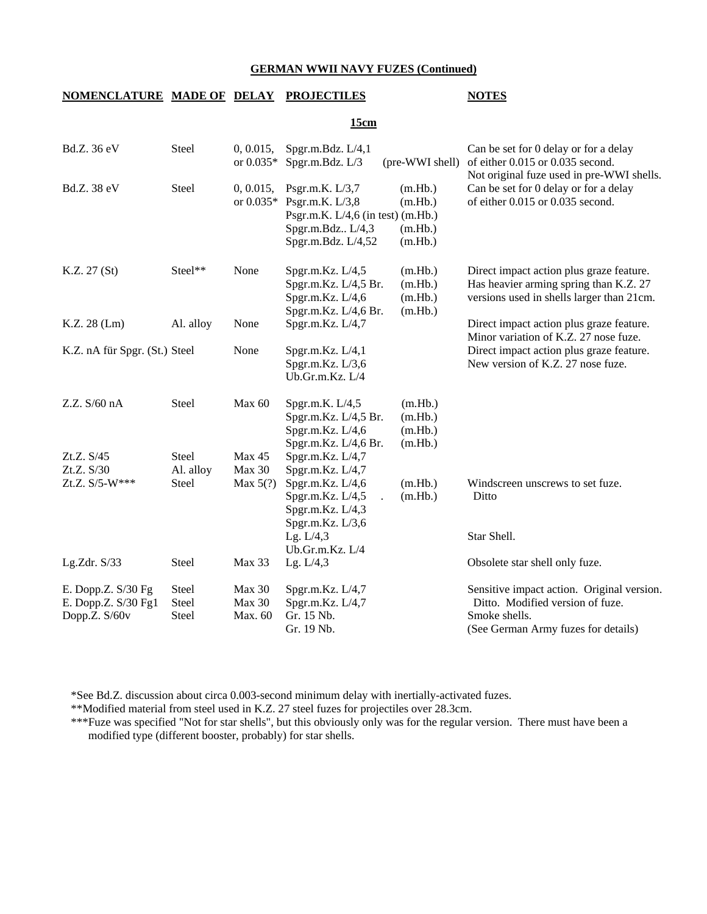## GERMAN WWII NAVY FUZES (Continued)

| NOMENCLATURE | MADE OF | DELAY | PROJECTILES | | NOTES |
|---|---|---|---|---|---|
| | | | **15cm** | | |
| Bd.Z. 36 eV | Steel | 0, 0.015, or 0.035* | Spgr.m.Bdz. L/4,1<br>Spgr.m.Bdz. L/3 | <br>(pre-WWI shell) | Can be set for 0 delay or for a delay of either 0.015 or 0.035 second. Not original fuze used in pre-WWI shells. |
| Bd.Z. 38 eV | Steel | 0, 0.015, or 0.035* | Psgr.m.K. L/3,7<br>Psgr.m.K. L/3,8<br>Psgr.m.K. L/4,6 (in test)<br>Spgr.m.Bdz.. L/4,3<br>Spgr.m.Bdz. L/4,52 | (m.Hb.)<br>(m.Hb.)<br>(m.Hb.)<br>(m.Hb.)<br>(m.Hb.) | Can be set for 0 delay or for a delay of either 0.015 or 0.035 second. |
| K.Z. 27 (St) | Steel** | None | Spgr.m.Kz. L/4,5<br>Spgr.m.Kz. L/4,5 Br.<br>Spgr.m.Kz. L/4,6<br>Spgr.m.Kz. L/4,6 Br. | (m.Hb.)<br>(m.Hb.)<br>(m.Hb.)<br>(m.Hb.) | Direct impact action plus graze feature. Has heavier arming spring than K.Z. 27 versions used in shells larger than 21cm. |
| K.Z. 28 (Lm) | Al. alloy | None | Spgr.m.Kz. L/4,7 | | Direct impact action plus graze feature. Minor variation of K.Z. 27 nose fuze. |
| K.Z. nA für Spgr. (St.) | Steel | None | Spgr.m.Kz. L/4,1<br>Spgr.m.Kz. L/3,6<br>Ub.Gr.m.Kz. L/4 | | Direct impact action plus graze feature. New version of K.Z. 27 nose fuze. |
| Z.Z. S/60 nA | Steel | Max 60 | Spgr.m.K. L/4,5<br>Spgr.m.Kz. L/4,5 Br.<br>Spgr.m.Kz. L/4,6<br>Spgr.m.Kz. L/4,6 Br. | (m.Hb.)<br>(m.Hb.)<br>(m.Hb.)<br>(m.Hb.) | |
| Zt.Z. S/45 | Steel | Max 45 | Spgr.m.Kz. L/4,7 | | |
| Zt.Z. S/30 | Al. alloy | Max 30 | Spgr.m.Kz. L/4,7 | | |
| Zt.Z. S/5-W*** | Steel | Max 5(?) | Spgr.m.Kz. L/4,6<br>Spgr.m.Kz. L/4,5 .<br>Spgr.m.Kz. L/4,3<br>Spgr.m.Kz. L/3,6<br>Lg. L/4,3<br>Ub.Gr.m.Kz. L/4 | (m.Hb.)<br>(m.Hb.) | Windscreen unscrews to set fuze.<br>Ditto<br><br><br>Star Shell. |
| Lg.Zdr. S/33 | Steel | Max 33 | Lg. L/4,3 | | Obsolete star shell only fuze. |
| E. Dopp.Z. S/30 Fg | Steel | Max 30 | Spgr.m.Kz. L/4,7 | | Sensitive impact action. Original version. |
| E. Dopp.Z. S/30 Fg1 | Steel | Max 30 | Spgr.m.Kz. L/4,7 | | Ditto. Modified version of fuze. |
| Dopp.Z. S/60v | Steel | Max. 60 | Gr. 15 Nb.<br>Gr. 19 Nb. | | Smoke shells.<br>(See German Army fuzes for details) |

*See Bd.Z. discussion about circa 0.003-second minimum delay with inertially-activated fuzes.

**Modified material from steel used in K.Z. 27 steel fuzes for projectiles over 28.3cm.

***Fuze was specified "Not for star shells", but this obviously only was for the regular version. There must have been a modified type (different booster, probably) for star shells.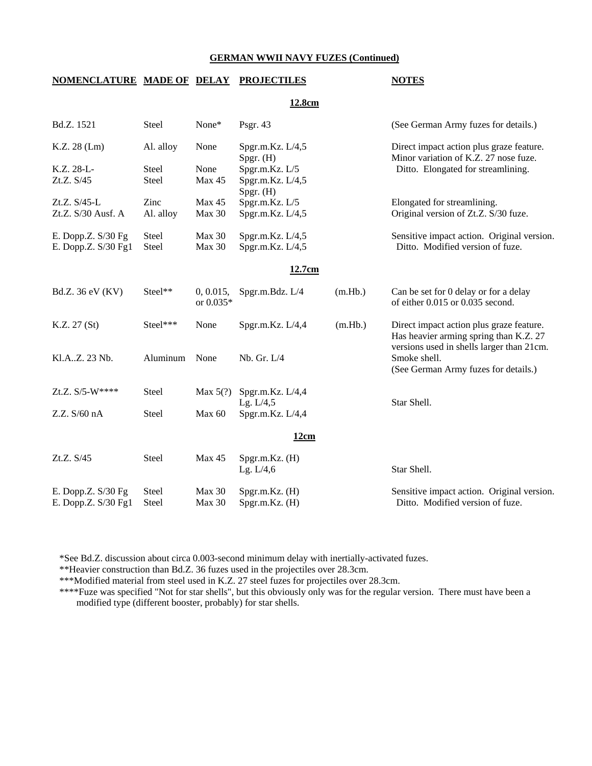## GERMAN WWII NAVY FUZES (Continued)

| NOMENCLATURE | MADE OF | DELAY | PROJECTILES | | NOTES |
|---|---|---|---|---|---|
| | | | **12.8cm** | | |
| Bd.Z. 1521 | Steel | None* | Psgr. 43 | | (See German Army fuzes for details.) |
| K.Z. 28 (Lm) | Al. alloy | None | Spgr.m.Kz. L/4,5<br>Spgr. (H) | | Direct impact action plus graze feature. Minor variation of K.Z. 27 nose fuze. |
| K.Z. 28-L- | Steel | None | Spgr.m.Kz. L/5 | | Ditto. Elongated for streamlining. |
| Zt.Z. S/45 | Steel | Max 45 | Spgr.m.Kz. L/4,5<br>Spgr. (H) | | |
| Zt.Z. S/45-L | Zinc | Max 45 | Spgr.m.Kz. L/5 | | Elongated for streamlining. |
| Zt.Z. S/30 Ausf. A | Al. alloy | Max 30 | Spgr.m.Kz. L/4,5 | | Original version of Zt.Z. S/30 fuze. |
| E. Dopp.Z. S/30 Fg | Steel | Max 30 | Spgr.m.Kz. L/4,5 | | Sensitive impact action. Original version. |
| E. Dopp.Z. S/30 Fg1 | Steel | Max 30 | Spgr.m.Kz. L/4,5 | | Ditto. Modified version of fuze. |
| | | | **12.7cm** | | |
| Bd.Z. 36 eV (KV) | Steel** | 0, 0.015, or 0.035* | Spgr.m.Bdz. L/4 | (m.Hb.) | Can be set for 0 delay or for a delay of either 0.015 or 0.035 second. |
| K.Z. 27 (St) | Steel*** | None | Spgr.m.Kz. L/4,4 | (m.Hb.) | Direct impact action plus graze feature. Has heavier arming spring than K.Z. 27 versions used in shells larger than 21cm. |
| Kl.A..Z. 23 Nb. | Aluminum | None | Nb. Gr. L/4 | | Smoke shell. (See German Army fuzes for details.) |
| Zt.Z. S/5-W**** | Steel | Max 5(?) | Spgr.m.Kz. L/4,4<br>Lg. L/4,5 | | Star Shell. |
| Z.Z. S/60 nA | Steel | Max 60 | Spgr.m.Kz. L/4,4 | | |
| | | | **12cm** | | |
| Zt.Z. S/45 | Steel | Max 45 | Spgr.m.Kz. (H)<br>Lg. L/4,6 | | Star Shell. |
| E. Dopp.Z. S/30 Fg | Steel | Max 30 | Spgr.m.Kz. (H) | | Sensitive impact action. Original version. |
| E. Dopp.Z. S/30 Fg1 | Steel | Max 30 | Spgr.m.Kz. (H) | | Ditto. Modified version of fuze. |

*See Bd.Z. discussion about circa 0.003-second minimum delay with inertially-activated fuzes.

**Heavier construction than Bd.Z. 36 fuzes used in the projectiles over 28.3cm.

***Modified material from steel used in K.Z. 27 steel fuzes for projectiles over 28.3cm.

****Fuze was specified "Not for star shells", but this obviously only was for the regular version. There must have been a modified type (different booster, probably) for star shells.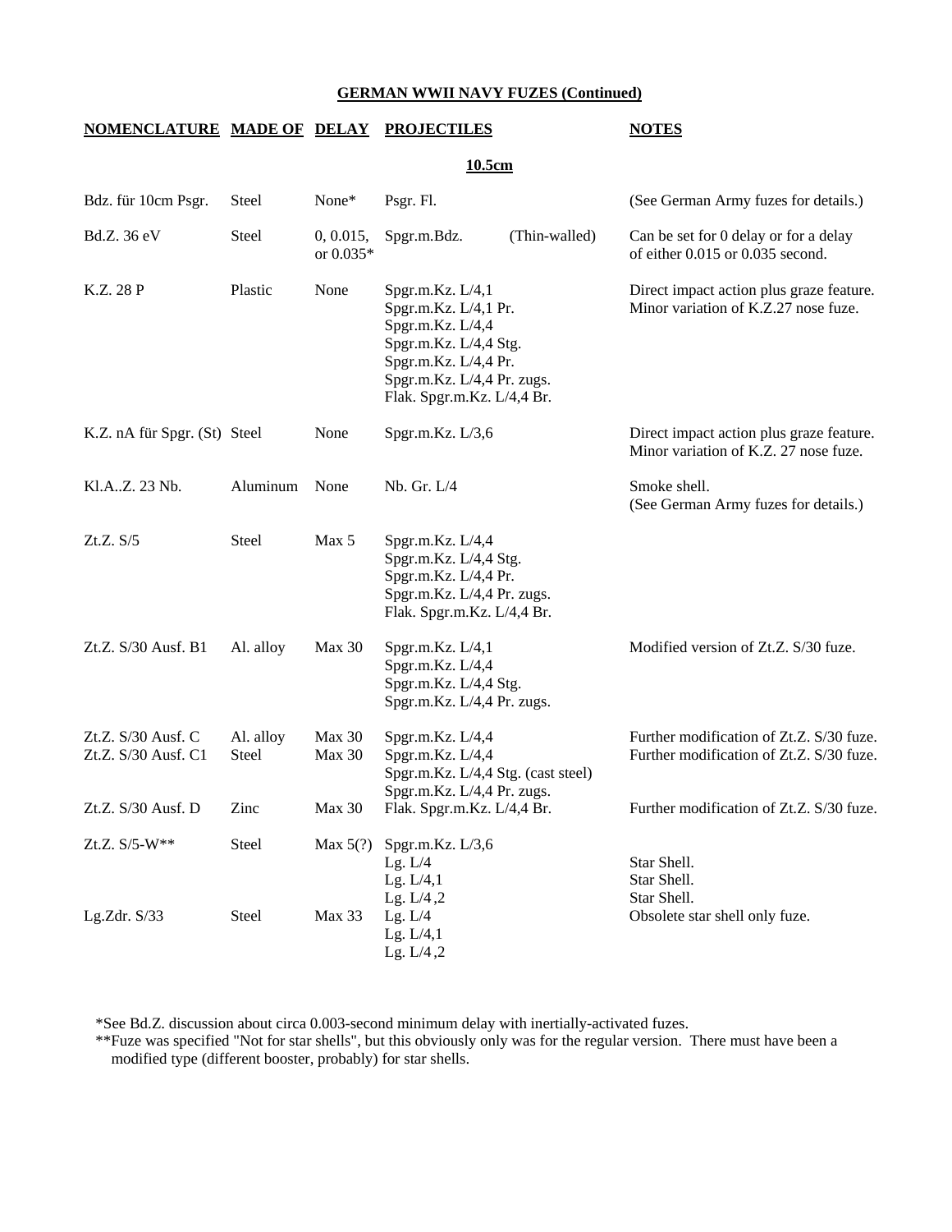## GERMAN WWII NAVY FUZES (Continued)

| NOMENCLATURE | MADE OF | DELAY | PROJECTILES | NOTES |
|---|---|---|---|---|
| **10.5cm** | | | | |
| Bdz. für 10cm Psgr. | Steel | None* | Psgr. Fl. | (See German Army fuzes for details.) |
| Bd.Z. 36 eV | Steel | 0, 0.015, or 0.035* | Spgr.m.Bdz. (Thin-walled) | Can be set for 0 delay or for a delay of either 0.015 or 0.035 second. |
| K.Z. 28 P | Plastic | None | Spgr.m.Kz. L/4,1<br>Spgr.m.Kz. L/4,1 Pr.<br>Spgr.m.Kz. L/4,4<br>Spgr.m.Kz. L/4,4 Stg.<br>Spgr.m.Kz. L/4,4 Pr.<br>Spgr.m.Kz. L/4,4 Pr. zugs.<br>Flak. Spgr.m.Kz. L/4,4 Br. | Direct impact action plus graze feature. Minor variation of K.Z.27 nose fuze. |
| K.Z. nA für Spgr. (St) | Steel | None | Spgr.m.Kz. L/3,6 | Direct impact action plus graze feature. Minor variation of K.Z. 27 nose fuze. |
| Kl.A..Z. 23 Nb. | Aluminum | None | Nb. Gr. L/4 | Smoke shell.<br>(See German Army fuzes for details.) |
| Zt.Z. S/5 | Steel | Max 5 | Spgr.m.Kz. L/4,4<br>Spgr.m.Kz. L/4,4 Stg.<br>Spgr.m.Kz. L/4,4 Pr.<br>Spgr.m.Kz. L/4,4 Pr. zugs.<br>Flak. Spgr.m.Kz. L/4,4 Br. | |
| Zt.Z. S/30 Ausf. B1 | Al. alloy | Max 30 | Spgr.m.Kz. L/4,1<br>Spgr.m.Kz. L/4,4<br>Spgr.m.Kz. L/4,4 Stg.<br>Spgr.m.Kz. L/4,4 Pr. zugs. | Modified version of Zt.Z. S/30 fuze. |
| Zt.Z. S/30 Ausf. C | Al. alloy | Max 30 | Spgr.m.Kz. L/4,4 | Further modification of Zt.Z. S/30 fuze. |
| Zt.Z. S/30 Ausf. C1 | Steel | Max 30 | Spgr.m.Kz. L/4,4<br>Spgr.m.Kz. L/4,4 Stg. (cast steel)<br>Spgr.m.Kz. L/4,4 Pr. zugs. | Further modification of Zt.Z. S/30 fuze. |
| Zt.Z. S/30 Ausf. D | Zinc | Max 30 | Flak. Spgr.m.Kz. L/4,4 Br. | Further modification of Zt.Z. S/30 fuze. |
| Zt.Z. S/5-W** | Steel | Max 5(?) | Spgr.m.Kz. L/3,6<br>Lg. L/4<br>Lg. L/4,1<br>Lg. L/4,2 | <br>Star Shell.<br>Star Shell.<br>Star Shell. |
| Lg.Zdr. S/33 | Steel | Max 33 | Lg. L/4<br>Lg. L/4,1<br>Lg. L/4,2 | Obsolete star shell only fuze. |

*See Bd.Z. discussion about circa 0.003-second minimum delay with inertially-activated fuzes.

**Fuze was specified "Not for star shells", but this obviously only was for the regular version. There must have been a modified type (different booster, probably) for star shells.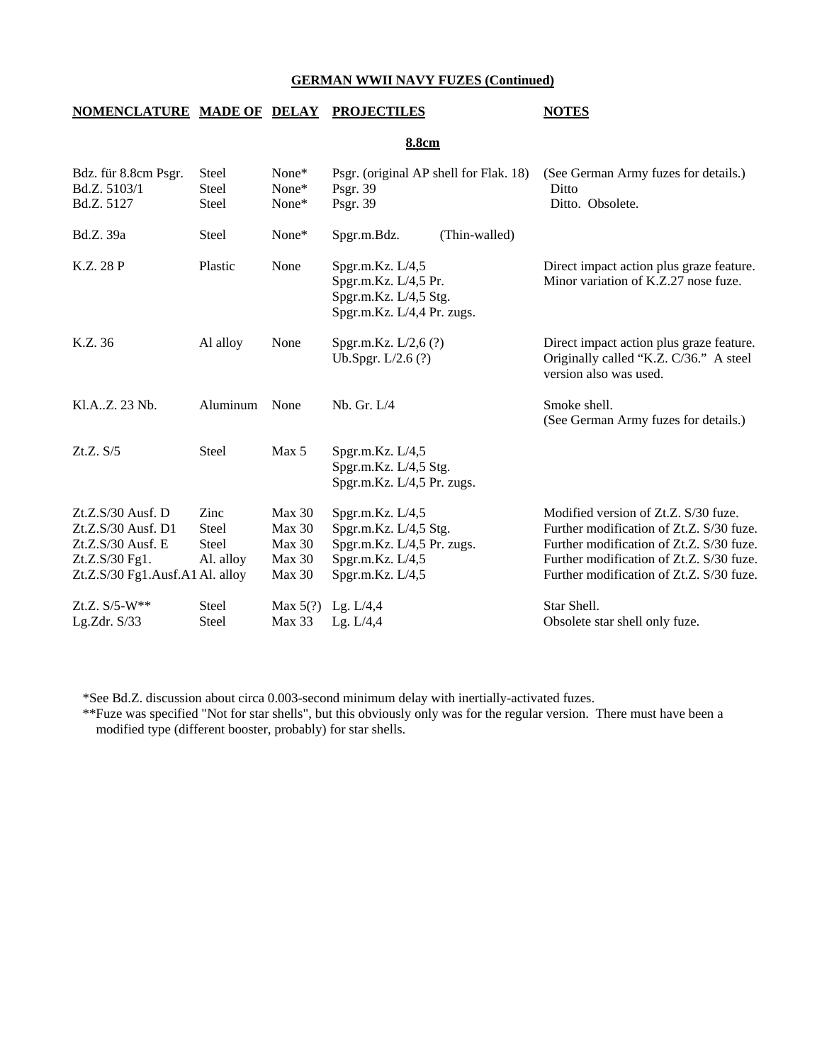## GERMAN WWII NAVY FUZES (Continued)

| NOMENCLATURE | MADE OF | DELAY | PROJECTILES | NOTES |
|---|---|---|---|---|
| | | | **8.8cm** | |
| Bdz. für 8.8cm Psgr. | Steel | None* | Psgr. (original AP shell for Flak. 18) | (See German Army fuzes for details.) |
| Bd.Z. 5103/1 | Steel | None* | Psgr. 39 | Ditto |
| Bd.Z. 5127 | Steel | None* | Psgr. 39 | Ditto. Obsolete. |
| Bd.Z. 39a | Steel | None* | Spgr.m.Bdz. (Thin-walled) | |
| K.Z. 28 P | Plastic | None | Spgr.m.Kz. L/4,5<br>Spgr.m.Kz. L/4,5 Pr.<br>Spgr.m.Kz. L/4,5 Stg.<br>Spgr.m.Kz. L/4,4 Pr. zugs. | Direct impact action plus graze feature. Minor variation of K.Z.27 nose fuze. |
| K.Z. 36 | Al alloy | None | Spgr.m.Kz. L/2,6 (?)<br>Ub.Spgr. L/2.6 (?) | Direct impact action plus graze feature. Originally called "K.Z. C/36." A steel version also was used. |
| Kl.A..Z. 23 Nb. | Aluminum | None | Nb. Gr. L/4 | Smoke shell. (See German Army fuzes for details.) |
| Zt.Z. S/5 | Steel | Max 5 | Spgr.m.Kz. L/4,5<br>Spgr.m.Kz. L/4,5 Stg.<br>Spgr.m.Kz. L/4,5 Pr. zugs. | |
| Zt.Z.S/30 Ausf. D | Zinc | Max 30 | Spgr.m.Kz. L/4,5 | Modified version of Zt.Z. S/30 fuze. |
| Zt.Z.S/30 Ausf. D1 | Steel | Max 30 | Spgr.m.Kz. L/4,5 Stg. | Further modification of Zt.Z. S/30 fuze. |
| Zt.Z.S/30 Ausf. E | Steel | Max 30 | Spgr.m.Kz. L/4,5 Pr. zugs. | Further modification of Zt.Z. S/30 fuze. |
| Zt.Z.S/30 Fg1. | Al. alloy | Max 30 | Spgr.m.Kz. L/4,5 | Further modification of Zt.Z. S/30 fuze. |
| Zt.Z.S/30 Fg1.Ausf.A1 | Al. alloy | Max 30 | Spgr.m.Kz. L/4,5 | Further modification of Zt.Z. S/30 fuze. |
| Zt.Z. S/5-W** | Steel | Max 5(?) | Lg. L/4,4 | Star Shell. |
| Lg.Zdr. S/33 | Steel | Max 33 | Lg. L/4,4 | Obsolete star shell only fuze. |

*See Bd.Z. discussion about circa 0.003-second minimum delay with inertially-activated fuzes.

**Fuze was specified "Not for star shells", but this obviously only was for the regular version. There must have been a modified type (different booster, probably) for star shells.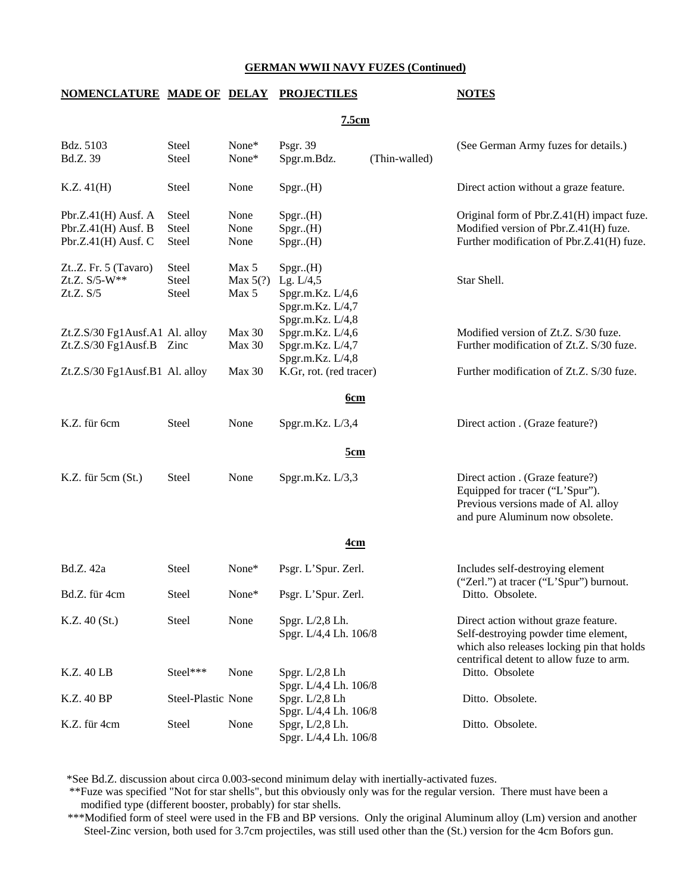## GERMAN WWII NAVY FUZES (Continued)

| NOMENCLATURE | MADE OF | DELAY | PROJECTILES | NOTES |
|---|---|---|---|---|
| | | | **7.5cm** | |
| Bdz. 5103 | Steel | None* | Psgr. 39 | (See German Army fuzes for details.) |
| Bd.Z. 39 | Steel | None* | Spgr.m.Bdz. (Thin-walled) | |
| K.Z. 41(H) | Steel | None | Spgr..(H) | Direct action without a graze feature. |
| Pbr.Z.41(H) Ausf. A | Steel | None | Spgr..(H) | Original form of Pbr.Z.41(H) impact fuze. |
| Pbr.Z.41(H) Ausf. B | Steel | None | Spgr..(H) | Modified version of Pbr.Z.41(H) fuze. |
| Pbr.Z.41(H) Ausf. C | Steel | None | Spgr..(H) | Further modification of Pbr.Z.41(H) fuze. |
| Zt..Z. Fr. 5 (Tavaro) | Steel | Max 5 | Spgr..(H) | |
| Zt.Z. S/5-W** | Steel | Max 5(?) | Lg. L/4,5 | Star Shell. |
| Zt.Z. S/5 | Steel | Max 5 | Spgr.m.Kz. L/4,6<br>Spgr.m.Kz. L/4,7<br>Spgr.m.Kz. L/4,8 | |
| Zt.Z.S/30 Fg1Ausf.A1 | Al. alloy | Max 30 | Spgr.m.Kz. L/4,6 | Modified version of Zt.Z. S/30 fuze. |
| Zt.Z.S/30 Fg1Ausf.B | Zinc | Max 30 | Spgr.m.Kz. L/4,7<br>Spgr.m.Kz. L/4,8 | Further modification of Zt.Z. S/30 fuze. |
| Zt.Z.S/30 Fg1Ausf.B1 | Al. alloy | Max 30 | K.Gr, rot. (red tracer) | Further modification of Zt.Z. S/30 fuze. |
| | | | **6cm** | |
| K.Z. für 6cm | Steel | None | Spgr.m.Kz. L/3,4 | Direct action . (Graze feature?) |
| | | | **5cm** | |
| K.Z. für 5cm (St.) | Steel | None | Spgr.m.Kz. L/3,3 | Direct action . (Graze feature?) Equipped for tracer ("L'Spur"). Previous versions made of Al. alloy and pure Aluminum now obsolete. |
| | | | **4cm** | |
| Bd.Z. 42a | Steel | None* | Psgr. L'Spur. Zerl. | Includes self-destroying element ("Zerl.") at tracer ("L'Spur") burnout. |
| Bd.Z. für 4cm | Steel | None* | Psgr. L'Spur. Zerl. | Ditto. Obsolete. |
| K.Z. 40 (St.) | Steel | None | Spgr. L/2,8 Lh.<br>Spgr. L/4,4 Lh. 106/8 | Direct action without graze feature. Self-destroying powder time element, which also releases locking pin that holds centrifical detent to allow fuze to arm. |
| K.Z. 40 LB | Steel*** | None | Spgr. L/2,8 Lh<br>Spgr. L/4,4 Lh. 106/8 | Ditto. Obsolete |
| K.Z. 40 BP | Steel-Plastic | None | Spgr. L/2,8 Lh<br>Spgr. L/4,4 Lh. 106/8 | Ditto. Obsolete. |
| K.Z. für 4cm | Steel | None | Spgr, L/2,8 Lh.<br>Spgr. L/4,4 Lh. 106/8 | Ditto. Obsolete. |

*See Bd.Z. discussion about circa 0.003-second minimum delay with inertially-activated fuzes.

**Fuze was specified "Not for star shells", but this obviously only was for the regular version. There must have been a modified type (different booster, probably) for star shells.

***Modified form of steel were used in the FB and BP versions. Only the original Aluminum alloy (Lm) version and another Steel-Zinc version, both used for 3.7cm projectiles, was still used other than the (St.) version for the 4cm Bofors gun.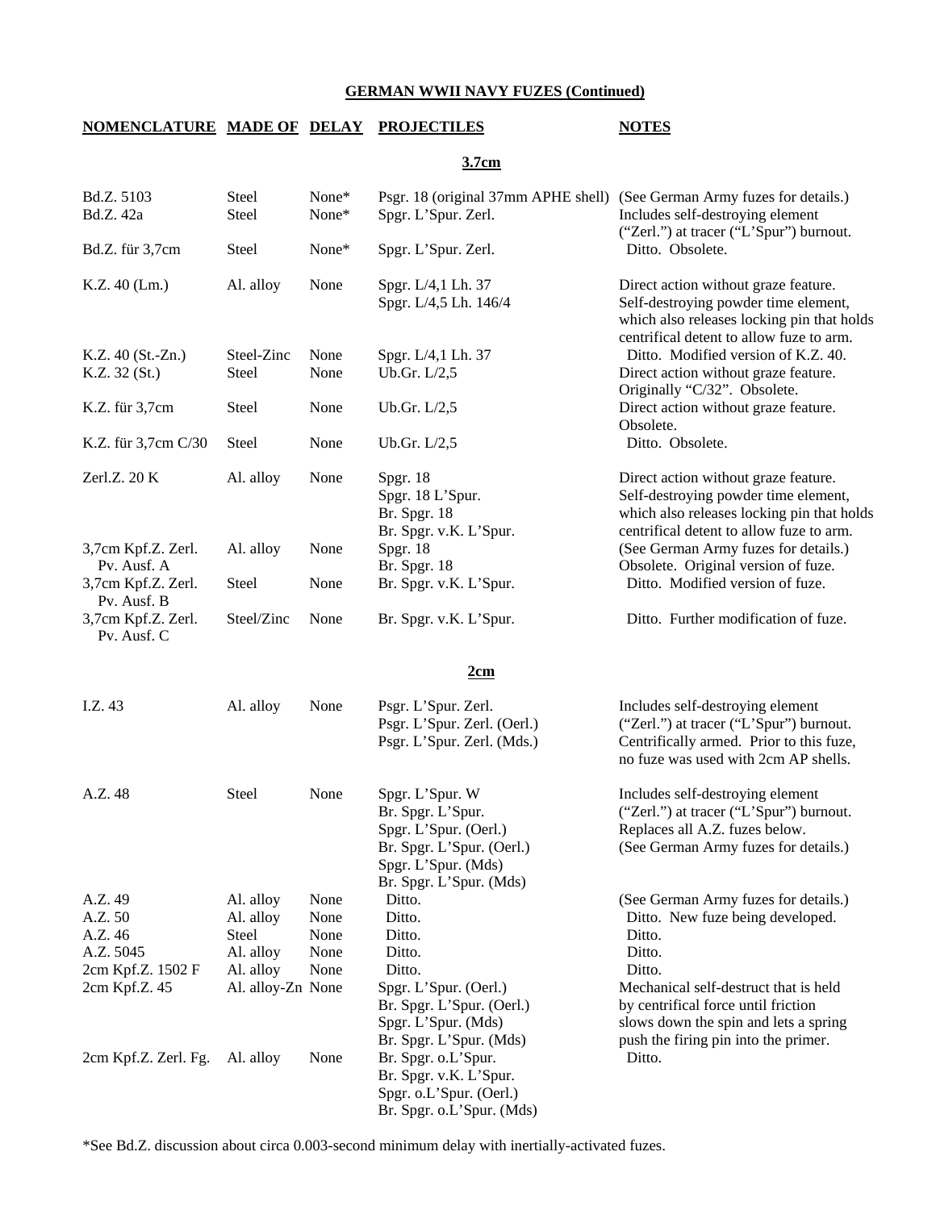## GERMAN WWII NAVY FUZES (Continued)

| NOMENCLATURE | MADE OF | DELAY | PROJECTILES | NOTES |
|---|---|---|---|---|
| | | | **3.7cm** | |
| Bd.Z. 5103 | Steel | None* | Psgr. 18 (original 37mm APHE shell) | (See German Army fuzes for details.) |
| Bd.Z. 42a | Steel | None* | Spgr. L'Spur. Zerl. | Includes self-destroying element ("Zerl.") at tracer ("L'Spur") burnout. |
| Bd.Z. für 3,7cm | Steel | None* | Spgr. L'Spur. Zerl. | Ditto. Obsolete. |
| K.Z. 40 (Lm.) | Al. alloy | None | Spgr. L/4,1 Lh. 37<br>Spgr. L/4,5 Lh. 146/4 | Direct action without graze feature. Self-destroying powder time element, which also releases locking pin that holds centrifical detent to allow fuze to arm. |
| K.Z. 40 (St.-Zn.) | Steel-Zinc | None | Spgr. L/4,1 Lh. 37 | Ditto. Modified version of K.Z. 40. |
| K.Z. 32 (St.) | Steel | None | Ub.Gr. L/2,5 | Direct action without graze feature. Originally "C/32". Obsolete. |
| K.Z. für 3,7cm | Steel | None | Ub.Gr. L/2,5 | Direct action without graze feature. Obsolete. |
| K.Z. für 3,7cm C/30 | Steel | None | Ub.Gr. L/2,5 | Ditto. Obsolete. |
| Zerl.Z. 20 K | Al. alloy | None | Spgr. 18<br>Spgr. 18 L'Spur.<br>Br. Spgr. 18<br>Br. Spgr. v.K. L'Spur. | Direct action without graze feature. Self-destroying powder time element, which also releases locking pin that holds centrifical detent to allow fuze to arm. |
| 3,7cm Kpf.Z. Zerl. Pv. Ausf. A | Al. alloy | None | Spgr. 18<br>Br. Spgr. 18 | (See German Army fuzes for details.) Obsolete. Original version of fuze. |
| 3,7cm Kpf.Z. Zerl. Pv. Ausf. B | Steel | None | Br. Spgr. v.K. L'Spur. | Ditto. Modified version of fuze. |
| 3,7cm Kpf.Z. Zerl. Pv. Ausf. C | Steel/Zinc | None | Br. Spgr. v.K. L'Spur. | Ditto. Further modification of fuze. |
| | | | **2cm** | |
| I.Z. 43 | Al. alloy | None | Psgr. L'Spur. Zerl.<br>Psgr. L'Spur. Zerl. (Oerl.)<br>Psgr. L'Spur. Zerl. (Mds.) | Includes self-destroying element ("Zerl.") at tracer ("L'Spur") burnout. Centrifically armed. Prior to this fuze, no fuze was used with 2cm AP shells. |
| A.Z. 48 | Steel | None | Spgr. L'Spur. W<br>Br. Spgr. L'Spur.<br>Spgr. L'Spur. (Oerl.)<br>Br. Spgr. L'Spur. (Oerl.)<br>Spgr. L'Spur. (Mds)<br>Br. Spgr. L'Spur. (Mds) | Includes self-destroying element ("Zerl.") at tracer ("L'Spur") burnout. Replaces all A.Z. fuzes below. (See German Army fuzes for details.) |
| A.Z. 49 | Al. alloy | None | Ditto. | (See German Army fuzes for details.) |
| A.Z. 50 | Al. alloy | None | Ditto. | Ditto. New fuze being developed. |
| A.Z. 46 | Steel | None | Ditto. | Ditto. |
| A.Z. 5045 | Al. alloy | None | Ditto. | Ditto. |
| 2cm Kpf.Z. 1502 F | Al. alloy | None | Ditto. | Ditto. |
| 2cm Kpf.Z. 45 | Al. alloy-Zn | None | Spgr. L'Spur. (Oerl.)<br>Br. Spgr. L'Spur. (Oerl.)<br>Spgr. L'Spur. (Mds)<br>Br. Spgr. L'Spur. (Mds) | Mechanical self-destruct that is held by centrifical force until friction slows down the spin and lets a spring push the firing pin into the primer. |
| 2cm Kpf.Z. Zerl. Fg. | Al. alloy | None | Br. Spgr. o.L'Spur.<br>Br. Spgr. v.K. L'Spur.<br>Spgr. o.L'Spur. (Oerl.)<br>Br. Spgr. o.L'Spur. (Mds) | Ditto. |

*See Bd.Z. discussion about circa 0.003-second minimum delay with inertially-activated fuzes.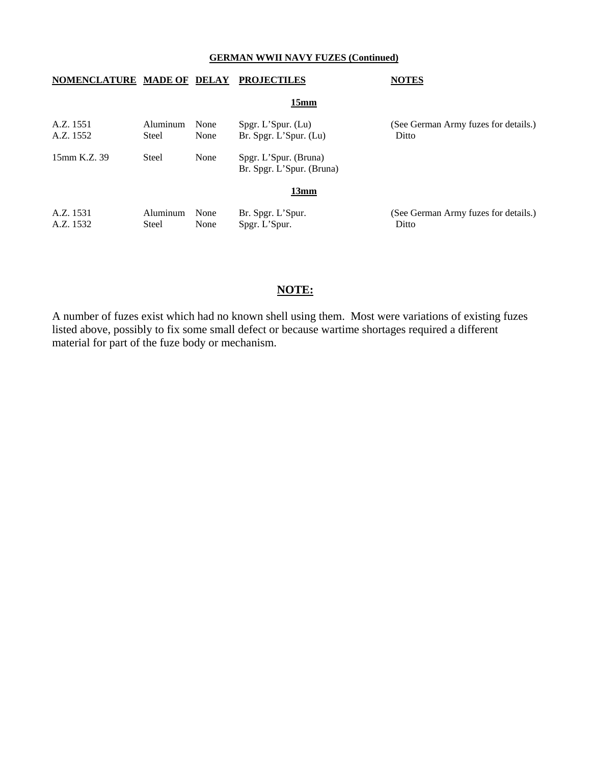## GERMAN WWII NAVY FUZES (Continued)

| NOMENCLATURE | MADE OF | DELAY | PROJECTILES | NOTES |
|---|---|---|---|---|
| | | | **15mm** | |
| A.Z. 1551 | Aluminum | None | Spgr. L'Spur. (Lu) | (See German Army fuzes for details.) |
| A.Z. 1552 | Steel | None | Br. Spgr. L'Spur. (Lu) | Ditto |
| 15mm K.Z. 39 | Steel | None | Spgr. L'Spur. (Bruna)<br>Br. Spgr. L'Spur. (Bruna) | |
| | | | **13mm** | |
| A.Z. 1531 | Aluminum | None | Br. Spgr. L'Spur. | (See German Army fuzes for details.) |
| A.Z. 1532 | Steel | None | Spgr. L'Spur. | Ditto |

## NOTE:

A number of fuzes exist which had no known shell using them. Most were variations of existing fuzes listed above, possibly to fix some small defect or because wartime shortages required a different material for part of the fuze body or mechanism.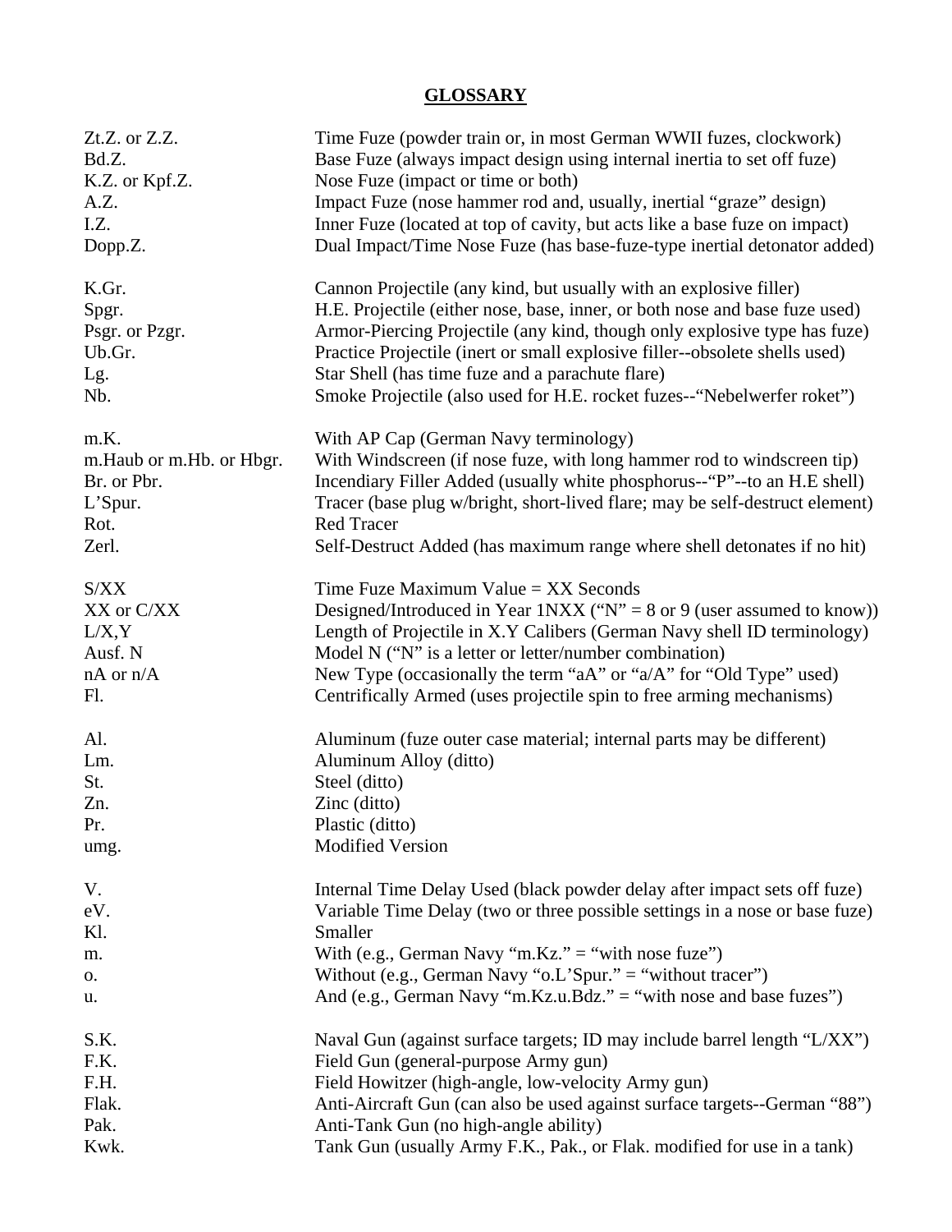## GLOSSARY

| | |
|---|---|
| Zt.Z. or Z.Z. | Time Fuze (powder train or, in most German WWII fuzes, clockwork) |
| Bd.Z. | Base Fuze (always impact design using internal inertia to set off fuze) |
| K.Z. or Kpf.Z. | Nose Fuze (impact or time or both) |
| A.Z. | Impact Fuze (nose hammer rod and, usually, inertial "graze" design) |
| I.Z. | Inner Fuze (located at top of cavity, but acts like a base fuze on impact) |
| Dopp.Z. | Dual Impact/Time Nose Fuze (has base-fuze-type inertial detonator added) |
| | |
| K.Gr. | Cannon Projectile (any kind, but usually with an explosive filler) |
| Spgr. | H.E. Projectile (either nose, base, inner, or both nose and base fuze used) |
| Psgr. or Pzgr. | Armor-Piercing Projectile (any kind, though only explosive type has fuze) |
| Ub.Gr. | Practice Projectile (inert or small explosive filler--obsolete shells used) |
| Lg. | Star Shell (has time fuze and a parachute flare) |
| Nb. | Smoke Projectile (also used for H.E. rocket fuzes--"Nebelwerfer roket") |
| | |
| m.K. | With AP Cap (German Navy terminology) |
| m.Haub or m.Hb. or Hbgr. | With Windscreen (if nose fuze, with long hammer rod to windscreen tip) |
| Br. or Pbr. | Incendiary Filler Added (usually white phosphorus--"P"--to an H.E shell) |
| L'Spur. | Tracer (base plug w/bright, short-lived flare; may be self-destruct element) |
| Rot. | Red Tracer |
| Zerl. | Self-Destruct Added (has maximum range where shell detonates if no hit) |
| | |
| S/XX | Time Fuze Maximum Value = XX Seconds |
| XX or C/XX | Designed/Introduced in Year 1NXX ("N" = 8 or 9 (user assumed to know)) |
| L/X,Y | Length of Projectile in X.Y Calibers (German Navy shell ID terminology) |
| Ausf. N | Model N ("N" is a letter or letter/number combination) |
| nA or n/A | New Type (occasionally the term "aA" or "a/A" for "Old Type" used) |
| Fl. | Centrifically Armed (uses projectile spin to free arming mechanisms) |
| | |
| Al. | Aluminum (fuze outer case material; internal parts may be different) |
| Lm. | Aluminum Alloy (ditto) |
| St. | Steel (ditto) |
| Zn. | Zinc (ditto) |
| Pr. | Plastic (ditto) |
| umg. | Modified Version |
| | |
| V. | Internal Time Delay Used (black powder delay after impact sets off fuze) |
| eV. | Variable Time Delay (two or three possible settings in a nose or base fuze) |
| Kl. | Smaller |
| m. | With (e.g., German Navy "m.Kz." = "with nose fuze") |
| o. | Without (e.g., German Navy "o.L'Spur." = "without tracer") |
| u. | And (e.g., German Navy "m.Kz.u.Bdz." = "with nose and base fuzes") |
| | |
| S.K. | Naval Gun (against surface targets; ID may include barrel length "L/XX") |
| F.K. | Field Gun (general-purpose Army gun) |
| F.H. | Field Howitzer (high-angle, low-velocity Army gun) |
| Flak. | Anti-Aircraft Gun (can also be used against surface targets--German "88") |
| Pak. | Anti-Tank Gun (no high-angle ability) |
| Kwk. | Tank Gun (usually Army F.K., Pak., or Flak. modified for use in a tank) |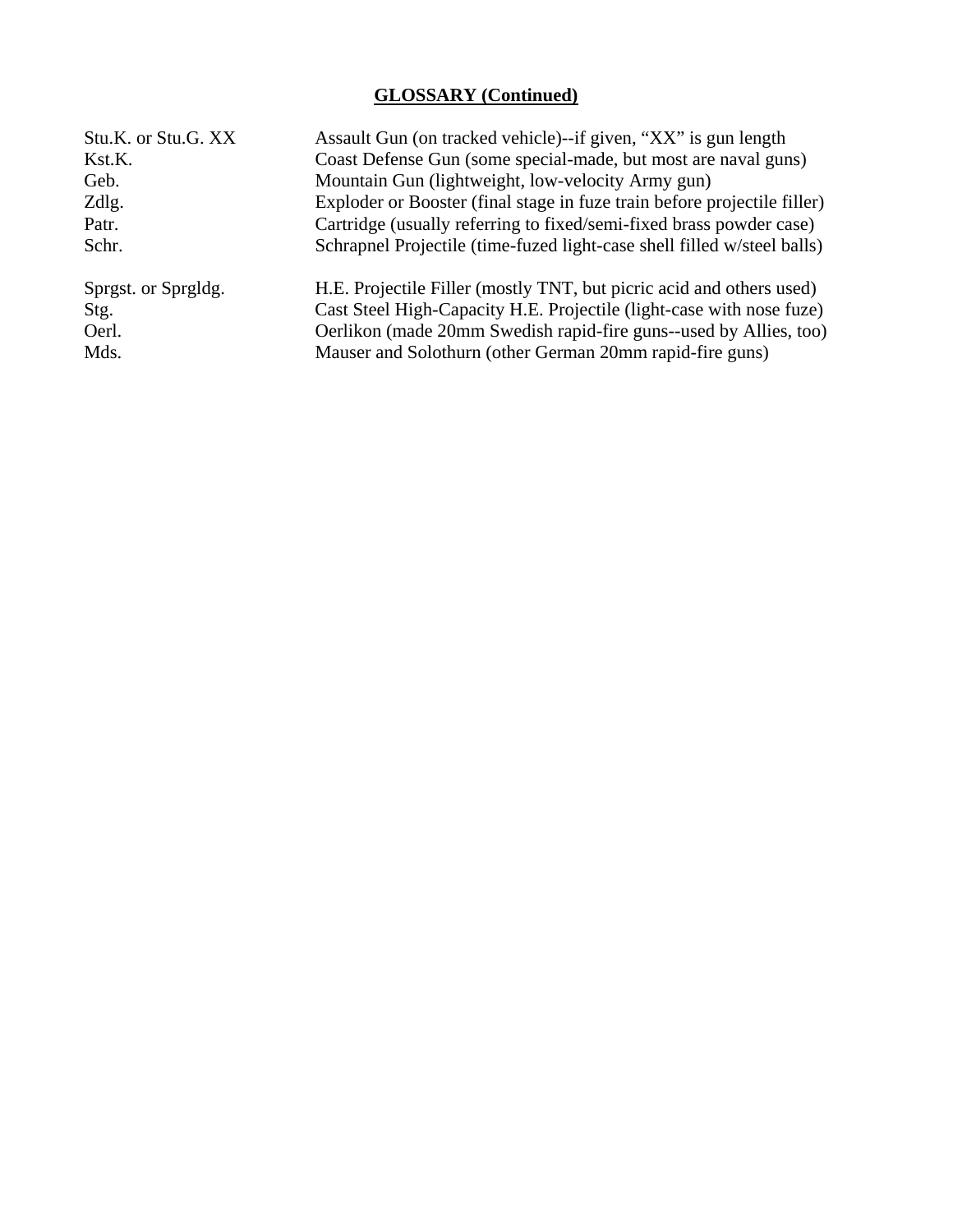## GLOSSARY (Continued)

| | |
|---|---|
| Stu.K. or Stu.G. XX | Assault Gun (on tracked vehicle)--if given, "XX" is gun length |
| Kst.K. | Coast Defense Gun (some special-made, but most are naval guns) |
| Geb. | Mountain Gun (lightweight, low-velocity Army gun) |
| Zdlg. | Exploder or Booster (final stage in fuze train before projectile filler) |
| Patr. | Cartridge (usually referring to fixed/semi-fixed brass powder case) |
| Schr. | Schrapnel Projectile (time-fuzed light-case shell filled w/steel balls) |
| Sprgst. or Sprgldg. | H.E. Projectile Filler (mostly TNT, but picric acid and others used) |
| Stg. | Cast Steel High-Capacity H.E. Projectile (light-case with nose fuze) |
| Oerl. | Oerlikon (made 20mm Swedish rapid-fire guns--used by Allies, too) |
| Mds. | Mauser and Solothurn (other German 20mm rapid-fire guns) |